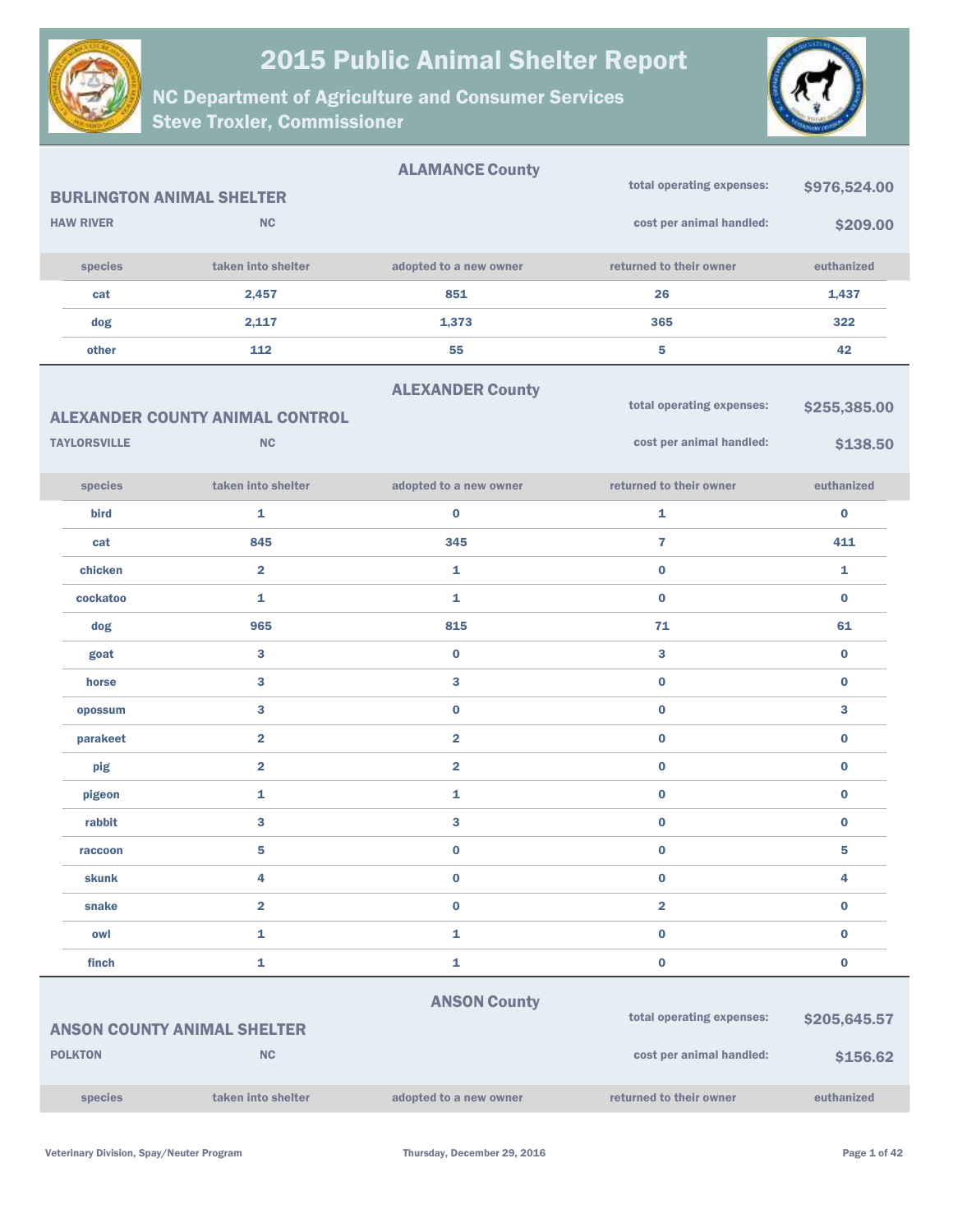# 2015 Public Animal Shelter Report

## NC Department of Agriculture and Consumer Services
## Steve Troxler, Commissioner

---

### ALAMANCE County

**BURLINGTON ANIMAL SHELTER**

**HAW RIVER** NC

total operating expenses: **$976,524.00**

cost per animal handled: **$209.00**

| species | taken into shelter | adopted to a new owner | returned to their owner | euthanized |
|---|---|---|---|---|
| cat | 2,457 | 851 | 26 | 1,437 |
| dog | 2,117 | 1,373 | 365 | 322 |
| other | 112 | 55 | 5 | 42 |

---

### ALEXANDER County

**ALEXANDER COUNTY ANIMAL CONTROL**

**TAYLORSVILLE** NC

total operating expenses: **$255,385.00**

cost per animal handled: **$138.50**

| species | taken into shelter | adopted to a new owner | returned to their owner | euthanized |
|---|---|---|---|---|
| bird | 1 | 0 | 1 | 0 |
| cat | 845 | 345 | 7 | 411 |
| chicken | 2 | 1 | 0 | 1 |
| cockatoo | 1 | 1 | 0 | 0 |
| dog | 965 | 815 | 71 | 61 |
| goat | 3 | 0 | 3 | 0 |
| horse | 3 | 3 | 0 | 0 |
| opossum | 3 | 0 | 0 | 3 |
| parakeet | 2 | 2 | 0 | 0 |
| pig | 2 | 2 | 0 | 0 |
| pigeon | 1 | 1 | 0 | 0 |
| rabbit | 3 | 3 | 0 | 0 |
| raccoon | 5 | 0 | 0 | 5 |
| skunk | 4 | 0 | 0 | 4 |
| snake | 2 | 0 | 2 | 0 |
| owl | 1 | 1 | 0 | 0 |
| finch | 1 | 1 | 0 | 0 |

---

### ANSON County

**ANSON COUNTY ANIMAL SHELTER**

**POLKTON** NC

total operating expenses: **$205,645.57**

cost per animal handled: **$156.62**

| species | taken into shelter | adopted to a new owner | returned to their owner | euthanized |
|---|---|---|---|---|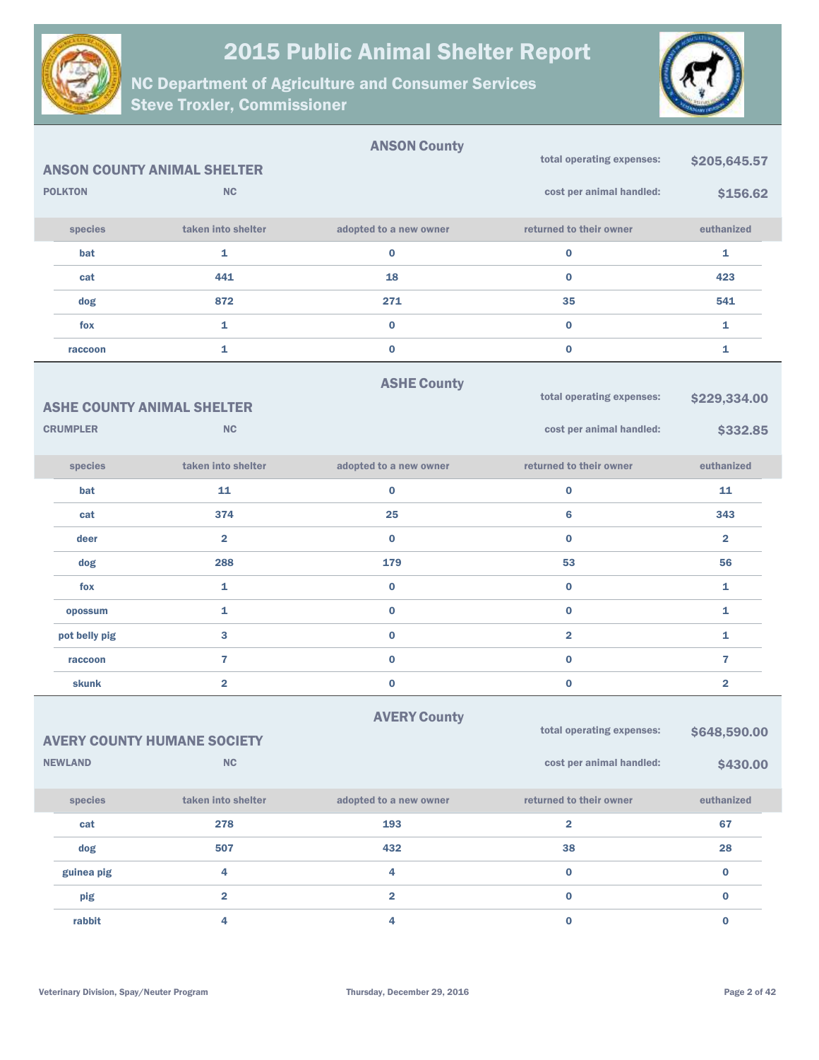# 2015 Public Animal Shelter Report

## NC Department of Agriculture and Consumer Services
## Steve Troxler, Commissioner

### ANSON County

**ANSON COUNTY ANIMAL SHELTER**

**POLKTON** **NC**

total operating expenses: **$205,645.57**

cost per animal handled: **$156.62**

| species | taken into shelter | adopted to a new owner | returned to their owner | euthanized |
|---|---|---|---|---|
| bat | 1 | 0 | 0 | 1 |
| cat | 441 | 18 | 0 | 423 |
| dog | 872 | 271 | 35 | 541 |
| fox | 1 | 0 | 0 | 1 |
| raccoon | 1 | 0 | 0 | 1 |

### ASHE County

**ASHE COUNTY ANIMAL SHELTER**

**CRUMPLER** **NC**

total operating expenses: **$229,334.00**

cost per animal handled: **$332.85**

| species | taken into shelter | adopted to a new owner | returned to their owner | euthanized |
|---|---|---|---|---|
| bat | 11 | 0 | 0 | 11 |
| cat | 374 | 25 | 6 | 343 |
| deer | 2 | 0 | 0 | 2 |
| dog | 288 | 179 | 53 | 56 |
| fox | 1 | 0 | 0 | 1 |
| opossum | 1 | 0 | 0 | 1 |
| pot belly pig | 3 | 0 | 2 | 1 |
| raccoon | 7 | 0 | 0 | 7 |
| skunk | 2 | 0 | 0 | 2 |

### AVERY County

**AVERY COUNTY HUMANE SOCIETY**

**NEWLAND** **NC**

total operating expenses: **$648,590.00**

cost per animal handled: **$430.00**

| species | taken into shelter | adopted to a new owner | returned to their owner | euthanized |
|---|---|---|---|---|
| cat | 278 | 193 | 2 | 67 |
| dog | 507 | 432 | 38 | 28 |
| guinea pig | 4 | 4 | 0 | 0 |
| pig | 2 | 2 | 0 | 0 |
| rabbit | 4 | 4 | 0 | 0 |

Veterinary Division, Spay/Neuter Program

Thursday, December 29, 2016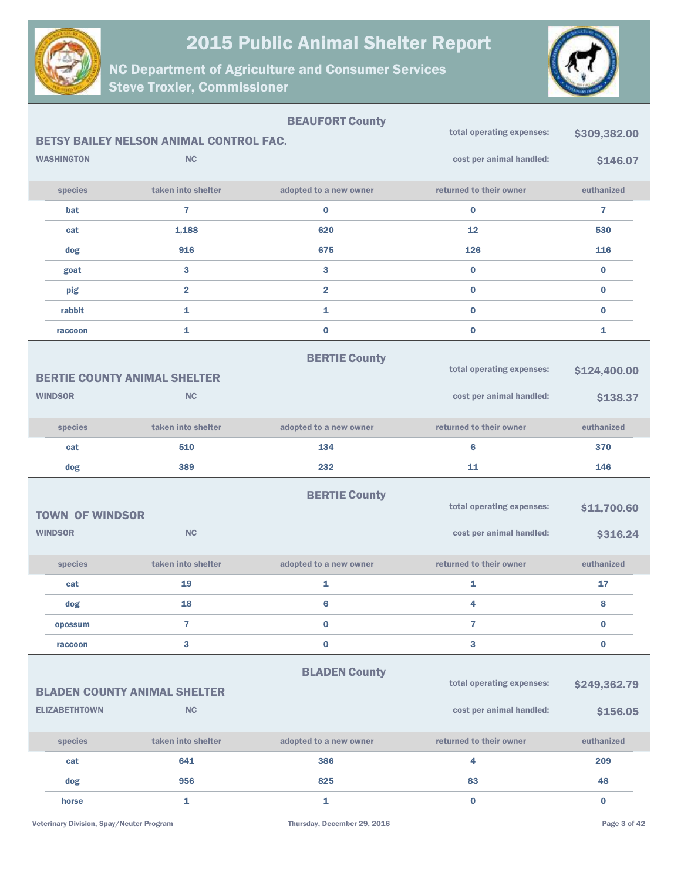# 2015 Public Animal Shelter Report

## NC Department of Agriculture and Consumer Services
## Steve Troxler, Commissioner

---

### BEAUFORT County

**BETSY BAILEY NELSON ANIMAL CONTROL FAC.**

**WASHINGTON** **NC**

**total operating expenses:** $309,382.00

**cost per animal handled:** $146.07

| species | taken into shelter | adopted to a new owner | returned to their owner | euthanized |
|---|---|---|---|---|
| bat | 7 | 0 | 0 | 7 |
| cat | 1,188 | 620 | 12 | 530 |
| dog | 916 | 675 | 126 | 116 |
| goat | 3 | 3 | 0 | 0 |
| pig | 2 | 2 | 0 | 0 |
| rabbit | 1 | 1 | 0 | 0 |
| raccoon | 1 | 0 | 0 | 1 |

---

### BERTIE County

**BERTIE COUNTY ANIMAL SHELTER**

**WINDSOR** **NC**

**total operating expenses:** $124,400.00

**cost per animal handled:** $138.37

| species | taken into shelter | adopted to a new owner | returned to their owner | euthanized |
|---|---|---|---|---|
| cat | 510 | 134 | 6 | 370 |
| dog | 389 | 232 | 11 | 146 |

---

### BERTIE County

**TOWN OF WINDSOR**

**WINDSOR** **NC**

**total operating expenses:** $11,700.60

**cost per animal handled:** $316.24

| species | taken into shelter | adopted to a new owner | returned to their owner | euthanized |
|---|---|---|---|---|
| cat | 19 | 1 | 1 | 17 |
| dog | 18 | 6 | 4 | 8 |
| opossum | 7 | 0 | 7 | 0 |
| raccoon | 3 | 0 | 3 | 0 |

---

### BLADEN County

**BLADEN COUNTY ANIMAL SHELTER**

**ELIZABETHTOWN** **NC**

**total operating expenses:** $249,362.79

**cost per animal handled:** $156.05

| species | taken into shelter | adopted to a new owner | returned to their owner | euthanized |
|---|---|---|---|---|
| cat | 641 | 386 | 4 | 209 |
| dog | 956 | 825 | 83 | 48 |
| horse | 1 | 1 | 0 | 0 |

Veterinary Division, Spay/Neuter Program — Thursday, December 29, 2016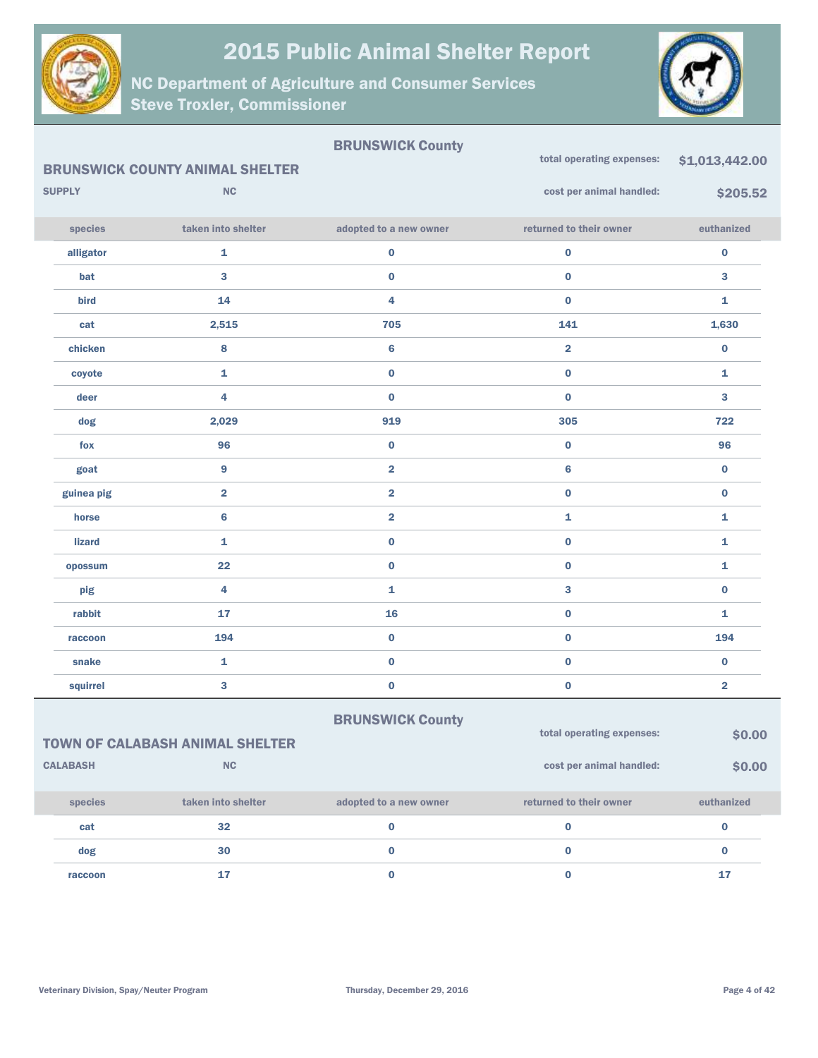# 2015 Public Animal Shelter Report

## NC Department of Agriculture and Consumer Services
## Steve Troxler, Commissioner

### BRUNSWICK County

**BRUNSWICK COUNTY ANIMAL SHELTER**

**SUPPLY** **NC**

**total operating expenses:** **$1,013,442.00**

**cost per animal handled:** **$205.52**

| species | taken into shelter | adopted to a new owner | returned to their owner | euthanized |
|---|---|---|---|---|
| alligator | 1 | 0 | 0 | 0 |
| bat | 3 | 0 | 0 | 3 |
| bird | 14 | 4 | 0 | 1 |
| cat | 2,515 | 705 | 141 | 1,630 |
| chicken | 8 | 6 | 2 | 0 |
| coyote | 1 | 0 | 0 | 1 |
| deer | 4 | 0 | 0 | 3 |
| dog | 2,029 | 919 | 305 | 722 |
| fox | 96 | 0 | 0 | 96 |
| goat | 9 | 2 | 6 | 0 |
| guinea pig | 2 | 2 | 0 | 0 |
| horse | 6 | 2 | 1 | 1 |
| lizard | 1 | 0 | 0 | 1 |
| opossum | 22 | 0 | 0 | 1 |
| pig | 4 | 1 | 3 | 0 |
| rabbit | 17 | 16 | 0 | 1 |
| raccoon | 194 | 0 | 0 | 194 |
| snake | 1 | 0 | 0 | 0 |
| squirrel | 3 | 0 | 0 | 2 |

### BRUNSWICK County

**TOWN OF CALABASH ANIMAL SHELTER**

**CALABASH** **NC**

**total operating expenses:** **$0.00**

**cost per animal handled:** **$0.00**

| species | taken into shelter | adopted to a new owner | returned to their owner | euthanized |
|---|---|---|---|---|
| cat | 32 | 0 | 0 | 0 |
| dog | 30 | 0 | 0 | 0 |
| raccoon | 17 | 0 | 0 | 17 |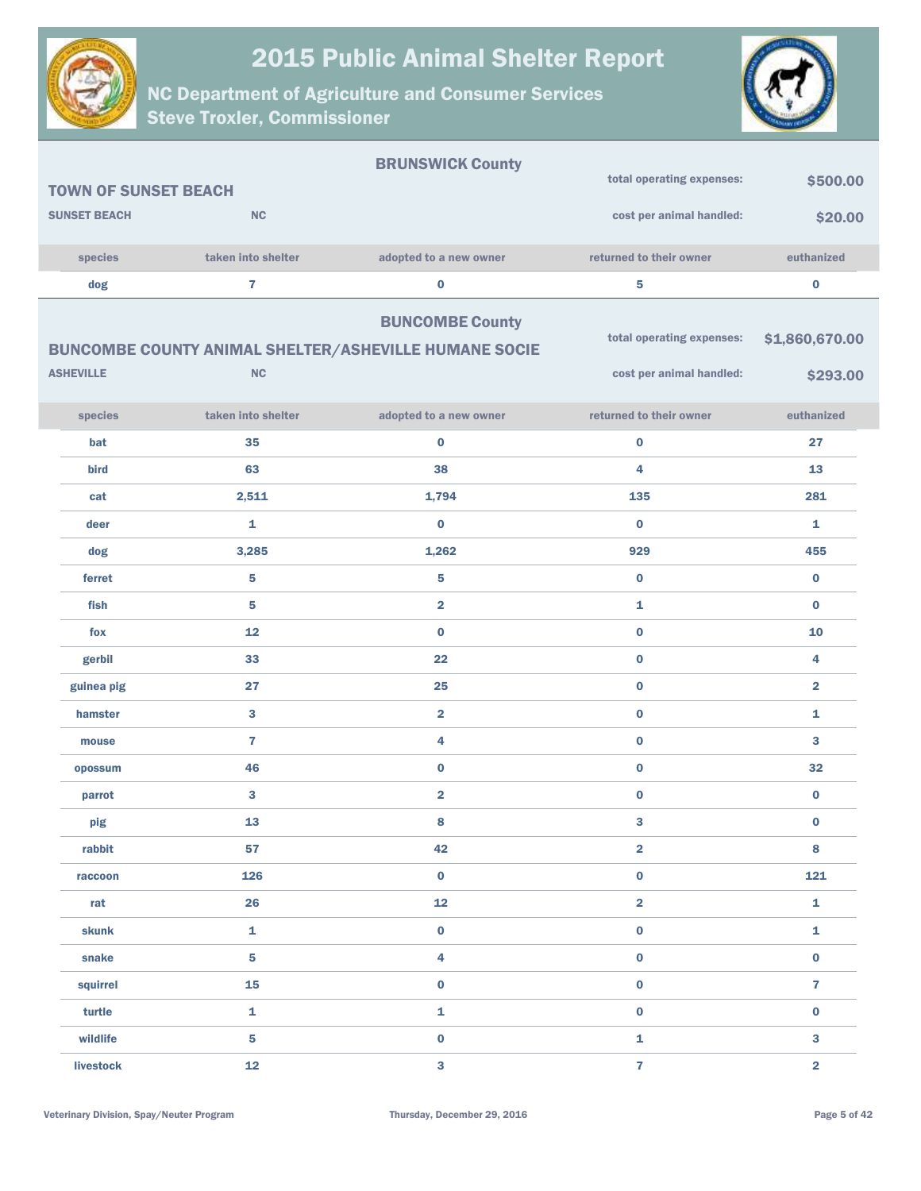## BRUNSWICK County

### TOWN OF SUNSET BEACH

**SUNSET BEACH** NC

total operating expenses: **$500.00**

cost per animal handled: **$20.00**

| species | taken into shelter | adopted to a new owner | returned to their owner | euthanized |
|---|---|---|---|---|
| dog | 7 | 0 | 5 | 0 |

## BUNCOMBE County

### BUNCOMBE COUNTY ANIMAL SHELTER/ASHEVILLE HUMANE SOCIE

**ASHEVILLE** NC

total operating expenses: **$1,860,670.00**

cost per animal handled: **$293.00**

| species | taken into shelter | adopted to a new owner | returned to their owner | euthanized |
|---|---|---|---|---|
| bat | 35 | 0 | 0 | 27 |
| bird | 63 | 38 | 4 | 13 |
| cat | 2,511 | 1,794 | 135 | 281 |
| deer | 1 | 0 | 0 | 1 |
| dog | 3,285 | 1,262 | 929 | 455 |
| ferret | 5 | 5 | 0 | 0 |
| fish | 5 | 2 | 1 | 0 |
| fox | 12 | 0 | 0 | 10 |
| gerbil | 33 | 22 | 0 | 4 |
| guinea pig | 27 | 25 | 0 | 2 |
| hamster | 3 | 2 | 0 | 1 |
| mouse | 7 | 4 | 0 | 3 |
| opossum | 46 | 0 | 0 | 32 |
| parrot | 3 | 2 | 0 | 0 |
| pig | 13 | 8 | 3 | 0 |
| rabbit | 57 | 42 | 2 | 8 |
| raccoon | 126 | 0 | 0 | 121 |
| rat | 26 | 12 | 2 | 1 |
| skunk | 1 | 0 | 0 | 1 |
| snake | 5 | 4 | 0 | 0 |
| squirrel | 15 | 0 | 0 | 7 |
| turtle | 1 | 1 | 0 | 0 |
| wildlife | 5 | 0 | 1 | 3 |
| livestock | 12 | 3 | 7 | 2 |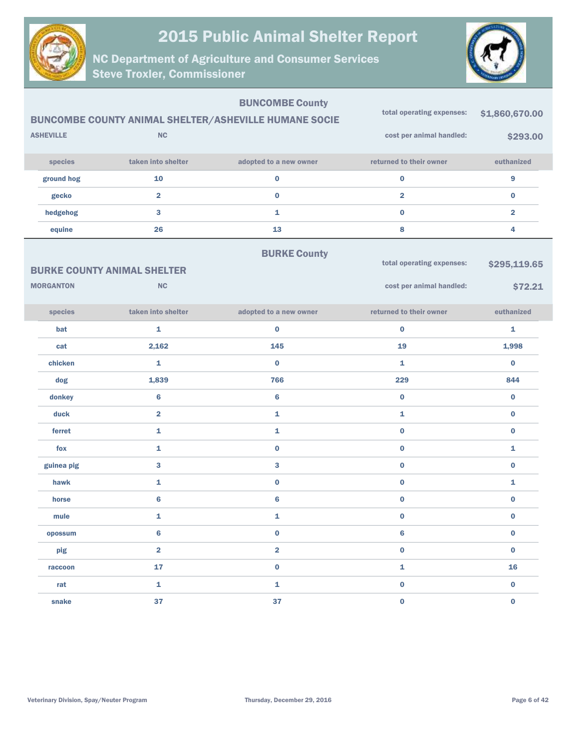# 2015 Public Animal Shelter Report

## NC Department of Agriculture and Consumer Services
## Steve Troxler, Commissioner

### BUNCOMBE County

**BUNCOMBE COUNTY ANIMAL SHELTER/ASHEVILLE HUMANE SOCIE**

**ASHEVILLE** **NC**

total operating expenses: **$1,860,670.00**

cost per animal handled: **$293.00**

| species | taken into shelter | adopted to a new owner | returned to their owner | euthanized |
|---|---|---|---|---|
| ground hog | 10 | 0 | 0 | 9 |
| gecko | 2 | 0 | 2 | 0 |
| hedgehog | 3 | 1 | 0 | 2 |
| equine | 26 | 13 | 8 | 4 |

### BURKE County

**BURKE COUNTY ANIMAL SHELTER**

**MORGANTON** **NC**

total operating expenses: **$295,119.65**

cost per animal handled: **$72.21**

| species | taken into shelter | adopted to a new owner | returned to their owner | euthanized |
|---|---|---|---|---|
| bat | 1 | 0 | 0 | 1 |
| cat | 2,162 | 145 | 19 | 1,998 |
| chicken | 1 | 0 | 1 | 0 |
| dog | 1,839 | 766 | 229 | 844 |
| donkey | 6 | 6 | 0 | 0 |
| duck | 2 | 1 | 1 | 0 |
| ferret | 1 | 1 | 0 | 0 |
| fox | 1 | 0 | 0 | 1 |
| guinea pig | 3 | 3 | 0 | 0 |
| hawk | 1 | 0 | 0 | 1 |
| horse | 6 | 6 | 0 | 0 |
| mule | 1 | 1 | 0 | 0 |
| opossum | 6 | 0 | 6 | 0 |
| pig | 2 | 2 | 0 | 0 |
| raccoon | 17 | 0 | 1 | 16 |
| rat | 1 | 1 | 0 | 0 |
| snake | 37 | 37 | 0 | 0 |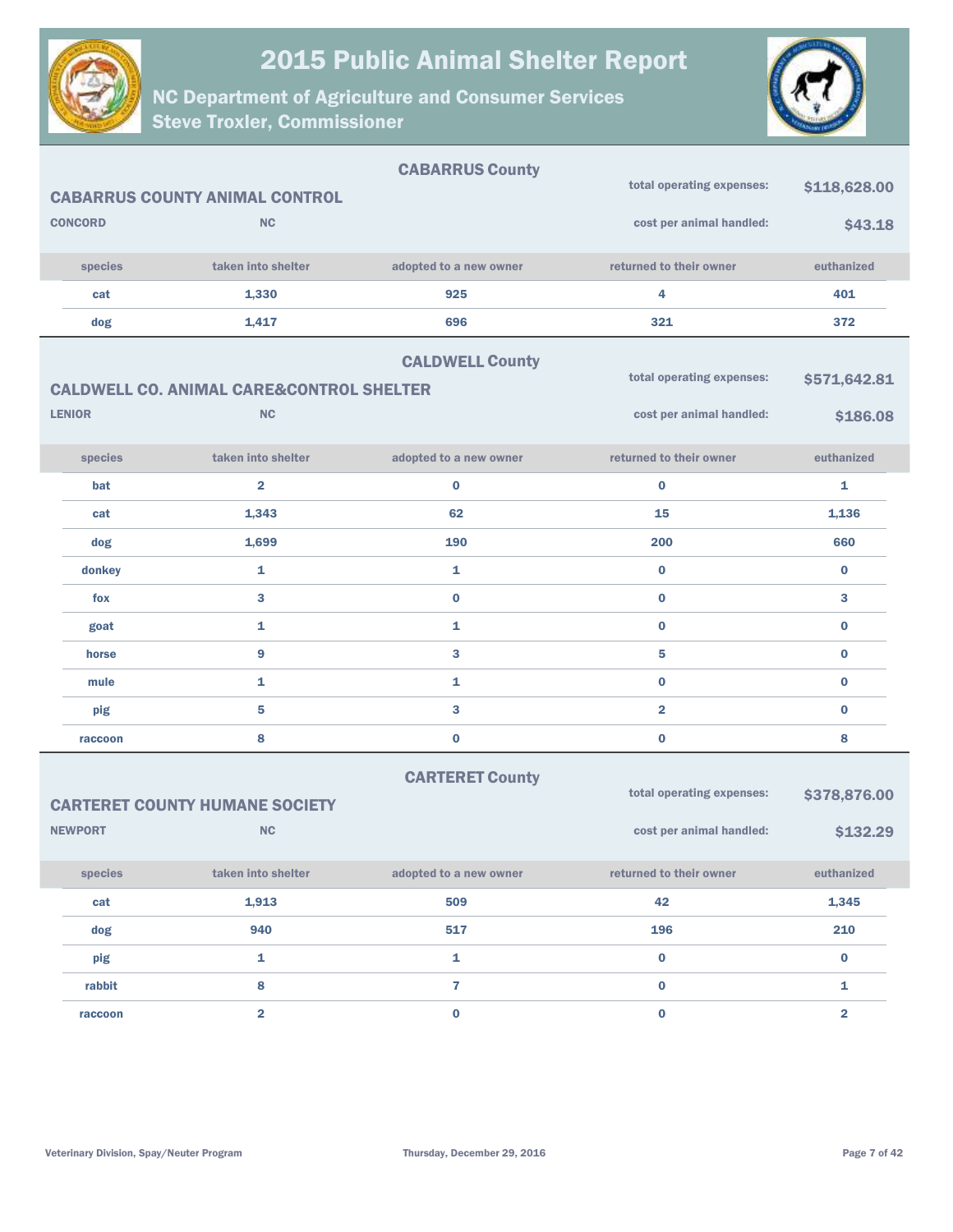# 2015 Public Animal Shelter Report

## NC Department of Agriculture and Consumer Services
## Steve Troxler, Commissioner

### CABARRUS County

**CABARRUS COUNTY ANIMAL CONTROL**

**CONCORD** **NC**

total operating expenses: **$118,628.00**

cost per animal handled: **$43.18**

| species | taken into shelter | adopted to a new owner | returned to their owner | euthanized |
|---|---|---|---|---|
| cat | 1,330 | 925 | 4 | 401 |
| dog | 1,417 | 696 | 321 | 372 |

### CALDWELL County

**CALDWELL CO. ANIMAL CARE&CONTROL SHELTER**

**LENIOR** **NC**

total operating expenses: **$571,642.81**

cost per animal handled: **$186.08**

| species | taken into shelter | adopted to a new owner | returned to their owner | euthanized |
|---|---|---|---|---|
| bat | 2 | 0 | 0 | 1 |
| cat | 1,343 | 62 | 15 | 1,136 |
| dog | 1,699 | 190 | 200 | 660 |
| donkey | 1 | 1 | 0 | 0 |
| fox | 3 | 0 | 0 | 3 |
| goat | 1 | 1 | 0 | 0 |
| horse | 9 | 3 | 5 | 0 |
| mule | 1 | 1 | 0 | 0 |
| pig | 5 | 3 | 2 | 0 |
| raccoon | 8 | 0 | 0 | 8 |

### CARTERET County

**CARTERET COUNTY HUMANE SOCIETY**

**NEWPORT** **NC**

total operating expenses: **$378,876.00**

cost per animal handled: **$132.29**

| species | taken into shelter | adopted to a new owner | returned to their owner | euthanized |
|---|---|---|---|---|
| cat | 1,913 | 509 | 42 | 1,345 |
| dog | 940 | 517 | 196 | 210 |
| pig | 1 | 1 | 0 | 0 |
| rabbit | 8 | 7 | 0 | 1 |
| raccoon | 2 | 0 | 0 | 2 |

Veterinary Division, Spay/Neuter Program — Thursday, December 29, 2016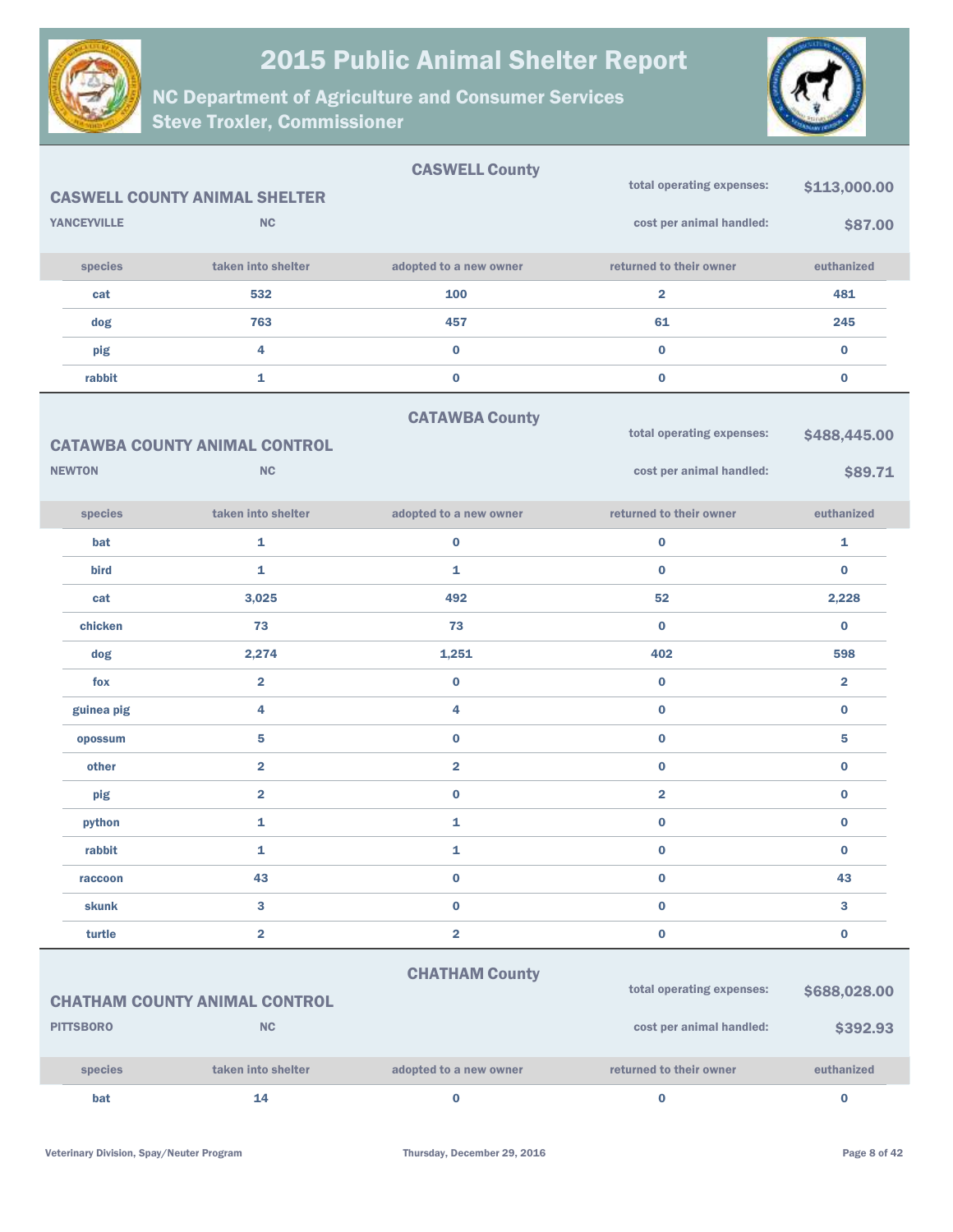## CASWELL County

### CASWELL COUNTY ANIMAL SHELTER

YANCEYVILLE NC

total operating expenses: **$113,000.00**

cost per animal handled: **$87.00**

| species | taken into shelter | adopted to a new owner | returned to their owner | euthanized |
|---|---|---|---|---|
| cat | 532 | 100 | 2 | 481 |
| dog | 763 | 457 | 61 | 245 |
| pig | 4 | 0 | 0 | 0 |
| rabbit | 1 | 0 | 0 | 0 |

## CATAWBA County

### CATAWBA COUNTY ANIMAL CONTROL

NEWTON NC

total operating expenses: **$488,445.00**

cost per animal handled: **$89.71**

| species | taken into shelter | adopted to a new owner | returned to their owner | euthanized |
|---|---|---|---|---|
| bat | 1 | 0 | 0 | 1 |
| bird | 1 | 1 | 0 | 0 |
| cat | 3,025 | 492 | 52 | 2,228 |
| chicken | 73 | 73 | 0 | 0 |
| dog | 2,274 | 1,251 | 402 | 598 |
| fox | 2 | 0 | 0 | 2 |
| guinea pig | 4 | 4 | 0 | 0 |
| opossum | 5 | 0 | 0 | 5 |
| other | 2 | 2 | 0 | 0 |
| pig | 2 | 0 | 2 | 0 |
| python | 1 | 1 | 0 | 0 |
| rabbit | 1 | 1 | 0 | 0 |
| raccoon | 43 | 0 | 0 | 43 |
| skunk | 3 | 0 | 0 | 3 |
| turtle | 2 | 2 | 0 | 0 |

## CHATHAM County

### CHATHAM COUNTY ANIMAL CONTROL

PITTSBORO NC

total operating expenses: **$688,028.00**

cost per animal handled: **$392.93**

| species | taken into shelter | adopted to a new owner | returned to their owner | euthanized |
|---|---|---|---|---|
| bat | 14 | 0 | 0 | 0 |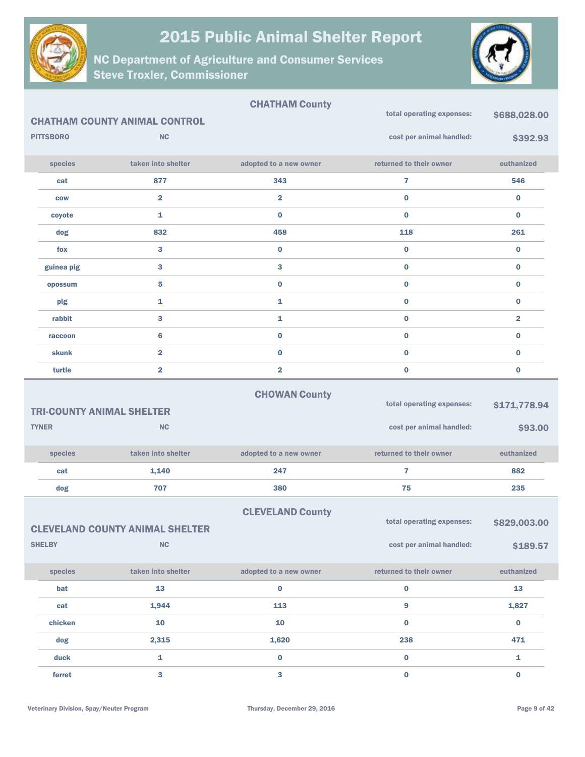# 2015 Public Animal Shelter Report

## NC Department of Agriculture and Consumer Services
## Steve Troxler, Commissioner

### CHATHAM County

**CHATHAM COUNTY ANIMAL CONTROL**

PITTSBORO NC

total operating expenses: **$688,028.00**

cost per animal handled: **$392.93**

| species | taken into shelter | adopted to a new owner | returned to their owner | euthanized |
|---|---|---|---|---|
| cat | 877 | 343 | 7 | 546 |
| cow | 2 | 2 | 0 | 0 |
| coyote | 1 | 0 | 0 | 0 |
| dog | 832 | 458 | 118 | 261 |
| fox | 3 | 0 | 0 | 0 |
| guinea pig | 3 | 3 | 0 | 0 |
| opossum | 5 | 0 | 0 | 0 |
| pig | 1 | 1 | 0 | 0 |
| rabbit | 3 | 1 | 0 | 2 |
| raccoon | 6 | 0 | 0 | 0 |
| skunk | 2 | 0 | 0 | 0 |
| turtle | 2 | 2 | 0 | 0 |

### CHOWAN County

**TRI-COUNTY ANIMAL SHELTER**

TYNER NC

total operating expenses: **$171,778.94**

cost per animal handled: **$93.00**

| species | taken into shelter | adopted to a new owner | returned to their owner | euthanized |
|---|---|---|---|---|
| cat | 1,140 | 247 | 7 | 882 |
| dog | 707 | 380 | 75 | 235 |

### CLEVELAND County

**CLEVELAND COUNTY ANIMAL SHELTER**

SHELBY NC

total operating expenses: **$829,003.00**

cost per animal handled: **$189.57**

| species | taken into shelter | adopted to a new owner | returned to their owner | euthanized |
|---|---|---|---|---|
| bat | 13 | 0 | 0 | 13 |
| cat | 1,944 | 113 | 9 | 1,827 |
| chicken | 10 | 10 | 0 | 0 |
| dog | 2,315 | 1,620 | 238 | 471 |
| duck | 1 | 0 | 0 | 1 |
| ferret | 3 | 3 | 0 | 0 |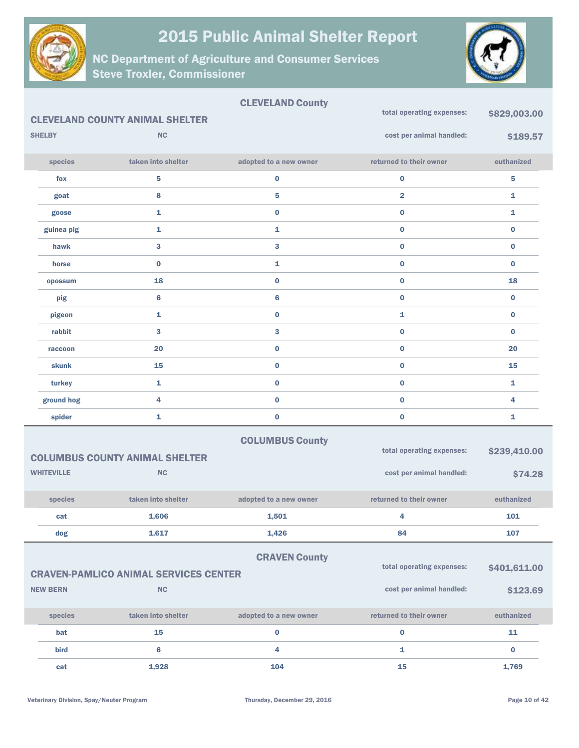# 2015 Public Animal Shelter Report

## NC Department of Agriculture and Consumer Services
## Steve Troxler, Commissioner

### CLEVELAND County

**CLEVELAND COUNTY ANIMAL SHELTER**

SHELBY NC

total operating expenses: **$829,003.00**

cost per animal handled: **$189.57**

| species | taken into shelter | adopted to a new owner | returned to their owner | euthanized |
|---|---|---|---|---|
| fox | 5 | 0 | 0 | 5 |
| goat | 8 | 5 | 2 | 1 |
| goose | 1 | 0 | 0 | 1 |
| guinea pig | 1 | 1 | 0 | 0 |
| hawk | 3 | 3 | 0 | 0 |
| horse | 0 | 1 | 0 | 0 |
| opossum | 18 | 0 | 0 | 18 |
| pig | 6 | 6 | 0 | 0 |
| pigeon | 1 | 0 | 1 | 0 |
| rabbit | 3 | 3 | 0 | 0 |
| raccoon | 20 | 0 | 0 | 20 |
| skunk | 15 | 0 | 0 | 15 |
| turkey | 1 | 0 | 0 | 1 |
| ground hog | 4 | 0 | 0 | 4 |
| spider | 1 | 0 | 0 | 1 |

### COLUMBUS County

**COLUMBUS COUNTY ANIMAL SHELTER**

WHITEVILLE NC

total operating expenses: **$239,410.00**

cost per animal handled: **$74.28**

| species | taken into shelter | adopted to a new owner | returned to their owner | euthanized |
|---|---|---|---|---|
| cat | 1,606 | 1,501 | 4 | 101 |
| dog | 1,617 | 1,426 | 84 | 107 |

### CRAVEN County

**CRAVEN-PAMLICO ANIMAL SERVICES CENTER**

NEW BERN NC

total operating expenses: **$401,611.00**

cost per animal handled: **$123.69**

| species | taken into shelter | adopted to a new owner | returned to their owner | euthanized |
|---|---|---|---|---|
| bat | 15 | 0 | 0 | 11 |
| bird | 6 | 4 | 1 | 0 |
| cat | 1,928 | 104 | 15 | 1,769 |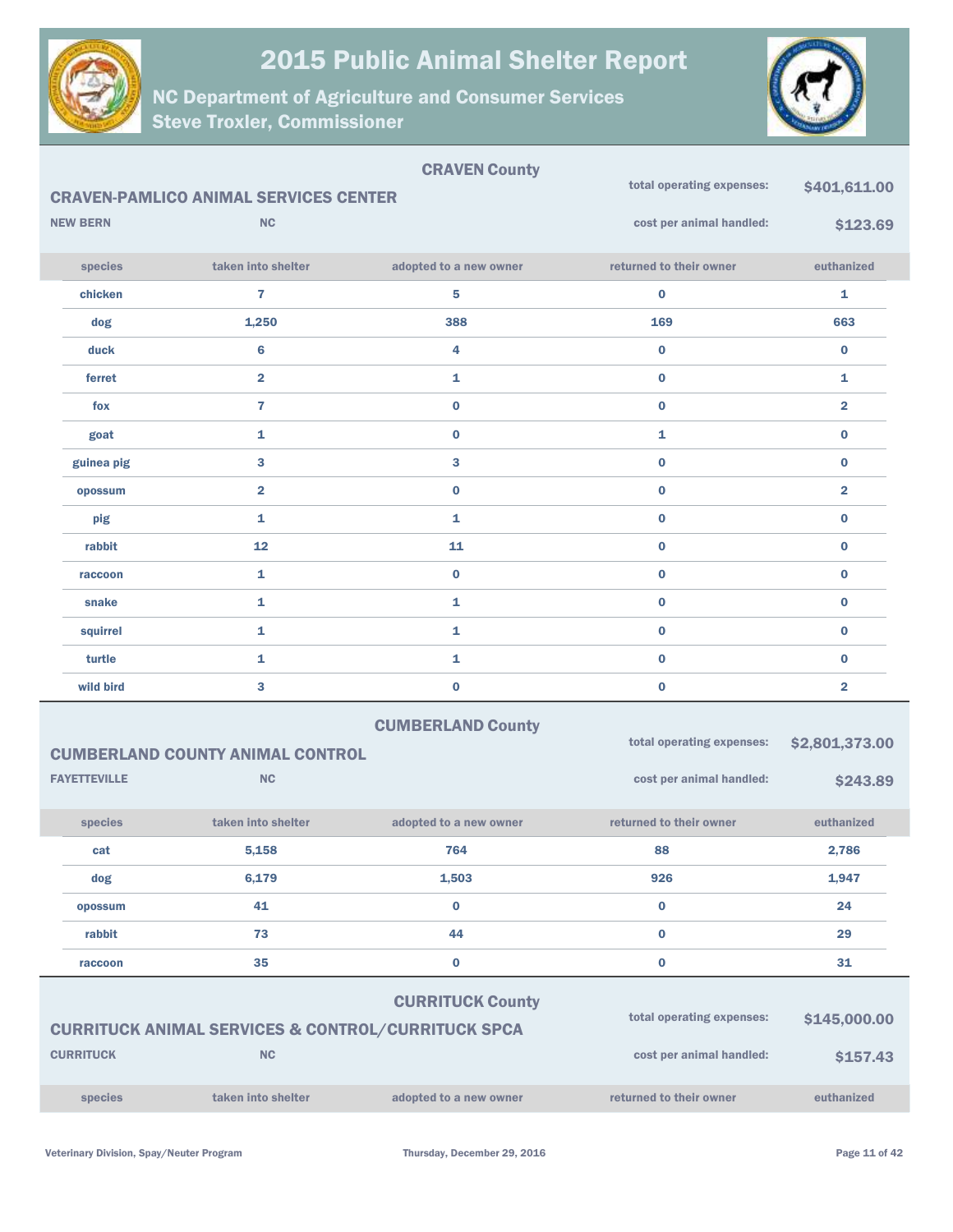# 2015 Public Animal Shelter Report

## NC Department of Agriculture and Consumer Services
## Steve Troxler, Commissioner

### CRAVEN County

**CRAVEN-PAMLICO ANIMAL SERVICES CENTER**

NEW BERN NC

total operating expenses: **$401,611.00**

cost per animal handled: **$123.69**

| species | taken into shelter | adopted to a new owner | returned to their owner | euthanized |
|---|---|---|---|---|
| chicken | 7 | 5 | 0 | 1 |
| dog | 1,250 | 388 | 169 | 663 |
| duck | 6 | 4 | 0 | 0 |
| ferret | 2 | 1 | 0 | 1 |
| fox | 7 | 0 | 0 | 2 |
| goat | 1 | 0 | 1 | 0 |
| guinea pig | 3 | 3 | 0 | 0 |
| opossum | 2 | 0 | 0 | 2 |
| pig | 1 | 1 | 0 | 0 |
| rabbit | 12 | 11 | 0 | 0 |
| raccoon | 1 | 0 | 0 | 0 |
| snake | 1 | 1 | 0 | 0 |
| squirrel | 1 | 1 | 0 | 0 |
| turtle | 1 | 1 | 0 | 0 |
| wild bird | 3 | 0 | 0 | 2 |

### CUMBERLAND County

**CUMBERLAND COUNTY ANIMAL CONTROL**

FAYETTEVILLE NC

total operating expenses: **$2,801,373.00**

cost per animal handled: **$243.89**

| species | taken into shelter | adopted to a new owner | returned to their owner | euthanized |
|---|---|---|---|---|
| cat | 5,158 | 764 | 88 | 2,786 |
| dog | 6,179 | 1,503 | 926 | 1,947 |
| opossum | 41 | 0 | 0 | 24 |
| rabbit | 73 | 44 | 0 | 29 |
| raccoon | 35 | 0 | 0 | 31 |

### CURRITUCK County

**CURRITUCK ANIMAL SERVICES & CONTROL/CURRITUCK SPCA**

CURRITUCK NC

total operating expenses: **$145,000.00**

cost per animal handled: **$157.43**

| species | taken into shelter | adopted to a new owner | returned to their owner | euthanized |
|---|---|---|---|---|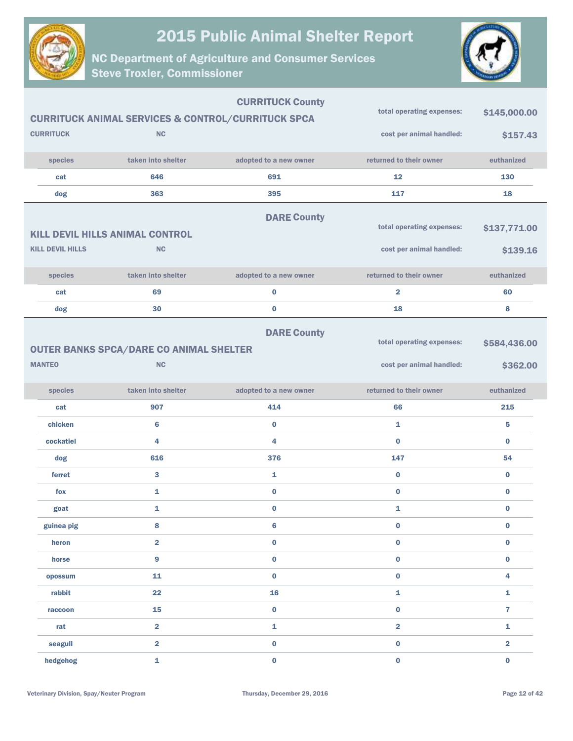# 2015 Public Animal Shelter Report

## NC Department of Agriculture and Consumer Services
## Steve Troxler, Commissioner

### CURRITUCK County

**CURRITUCK ANIMAL SERVICES & CONTROL/CURRITUCK SPCA**

**CURRITUCK** **NC**

total operating expenses: **$145,000.00**

cost per animal handled: **$157.43**

| species | taken into shelter | adopted to a new owner | returned to their owner | euthanized |
|---|---|---|---|---|
| cat | 646 | 691 | 12 | 130 |
| dog | 363 | 395 | 117 | 18 |

### DARE County

**KILL DEVIL HILLS ANIMAL CONTROL**

**KILL DEVIL HILLS** **NC**

total operating expenses: **$137,771.00**

cost per animal handled: **$139.16**

| species | taken into shelter | adopted to a new owner | returned to their owner | euthanized |
|---|---|---|---|---|
| cat | 69 | 0 | 2 | 60 |
| dog | 30 | 0 | 18 | 8 |

### DARE County

**OUTER BANKS SPCA/DARE CO ANIMAL SHELTER**

**MANTEO** **NC**

total operating expenses: **$584,436.00**

cost per animal handled: **$362.00**

| species | taken into shelter | adopted to a new owner | returned to their owner | euthanized |
|---|---|---|---|---|
| cat | 907 | 414 | 66 | 215 |
| chicken | 6 | 0 | 1 | 5 |
| cockatiel | 4 | 4 | 0 | 0 |
| dog | 616 | 376 | 147 | 54 |
| ferret | 3 | 1 | 0 | 0 |
| fox | 1 | 0 | 0 | 0 |
| goat | 1 | 0 | 1 | 0 |
| guinea pig | 8 | 6 | 0 | 0 |
| heron | 2 | 0 | 0 | 0 |
| horse | 9 | 0 | 0 | 0 |
| opossum | 11 | 0 | 0 | 4 |
| rabbit | 22 | 16 | 1 | 1 |
| raccoon | 15 | 0 | 0 | 7 |
| rat | 2 | 1 | 2 | 1 |
| seagull | 2 | 0 | 0 | 2 |
| hedgehog | 1 | 0 | 0 | 0 |

Veterinary Division, Spay/Neuter Program

Thursday, December 29, 2016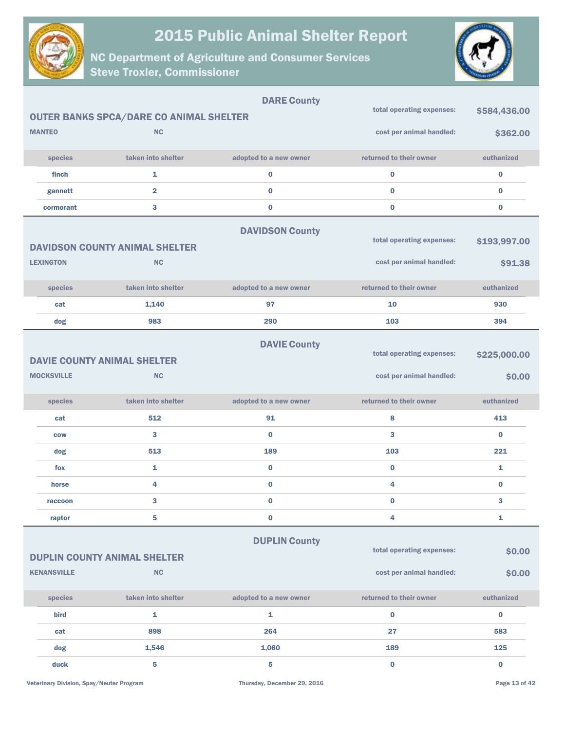## DARE County

### OUTER BANKS SPCA/DARE CO ANIMAL SHELTER

**MANTEO** **NC**

total operating expenses: **$584,436.00**

cost per animal handled: **$362.00**

| species | taken into shelter | adopted to a new owner | returned to their owner | euthanized |
|---|---|---|---|---|
| finch | 1 | 0 | 0 | 0 |
| gannett | 2 | 0 | 0 | 0 |
| cormorant | 3 | 0 | 0 | 0 |

## DAVIDSON County

### DAVIDSON COUNTY ANIMAL SHELTER

**LEXINGTON** **NC**

total operating expenses: **$193,997.00**

cost per animal handled: **$91.38**

| species | taken into shelter | adopted to a new owner | returned to their owner | euthanized |
|---|---|---|---|---|
| cat | 1,140 | 97 | 10 | 930 |
| dog | 983 | 290 | 103 | 394 |

## DAVIE County

### DAVIE COUNTY ANIMAL SHELTER

**MOCKSVILLE** **NC**

total operating expenses: **$225,000.00**

cost per animal handled: **$0.00**

| species | taken into shelter | adopted to a new owner | returned to their owner | euthanized |
|---|---|---|---|---|
| cat | 512 | 91 | 8 | 413 |
| cow | 3 | 0 | 3 | 0 |
| dog | 513 | 189 | 103 | 221 |
| fox | 1 | 0 | 0 | 1 |
| horse | 4 | 0 | 4 | 0 |
| raccoon | 3 | 0 | 0 | 3 |
| raptor | 5 | 0 | 4 | 1 |

## DUPLIN County

### DUPLIN COUNTY ANIMAL SHELTER

**KENANSVILLE** **NC**

total operating expenses: **$0.00**

cost per animal handled: **$0.00**

| species | taken into shelter | adopted to a new owner | returned to their owner | euthanized |
|---|---|---|---|---|
| bird | 1 | 1 | 0 | 0 |
| cat | 898 | 264 | 27 | 583 |
| dog | 1,546 | 1,060 | 189 | 125 |
| duck | 5 | 5 | 0 | 0 |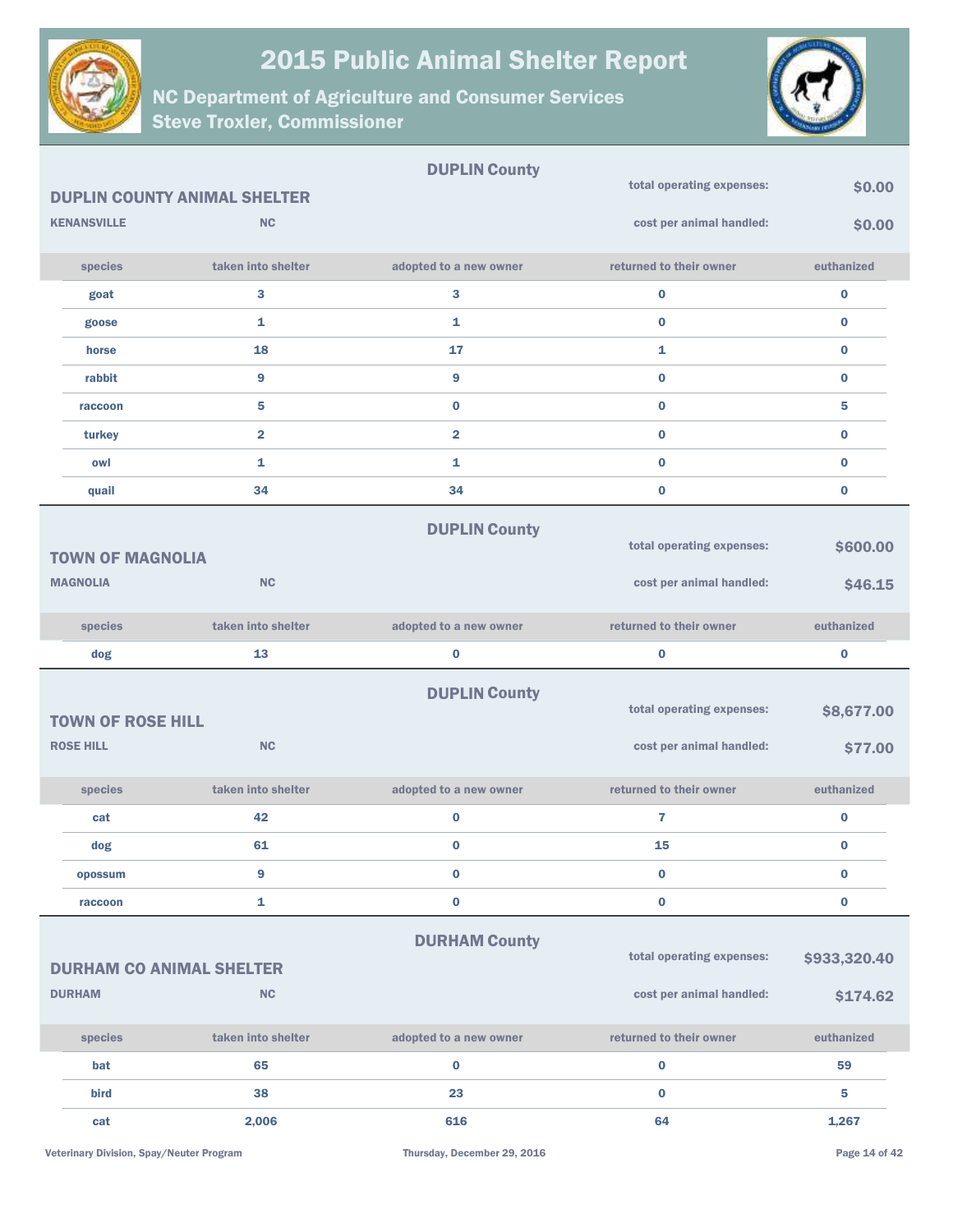# 2015 Public Animal Shelter Report

## NC Department of Agriculture and Consumer Services
## Steve Troxler, Commissioner

### DUPLIN County

**DUPLIN COUNTY ANIMAL SHELTER**
KENANSVILLE NC

total operating expenses: **$0.00**
cost per animal handled: **$0.00**

| species | taken into shelter | adopted to a new owner | returned to their owner | euthanized |
|---|---|---|---|---|
| goat | 3 | 3 | 0 | 0 |
| goose | 1 | 1 | 0 | 0 |
| horse | 18 | 17 | 1 | 0 |
| rabbit | 9 | 9 | 0 | 0 |
| raccoon | 5 | 0 | 0 | 5 |
| turkey | 2 | 2 | 0 | 0 |
| owl | 1 | 1 | 0 | 0 |
| quail | 34 | 34 | 0 | 0 |

### DUPLIN County

**TOWN OF MAGNOLIA**
MAGNOLIA NC

total operating expenses: **$600.00**
cost per animal handled: **$46.15**

| species | taken into shelter | adopted to a new owner | returned to their owner | euthanized |
|---|---|---|---|---|
| dog | 13 | 0 | 0 | 0 |

### DUPLIN County

**TOWN OF ROSE HILL**
ROSE HILL NC

total operating expenses: **$8,677.00**
cost per animal handled: **$77.00**

| species | taken into shelter | adopted to a new owner | returned to their owner | euthanized |
|---|---|---|---|---|
| cat | 42 | 0 | 7 | 0 |
| dog | 61 | 0 | 15 | 0 |
| opossum | 9 | 0 | 0 | 0 |
| raccoon | 1 | 0 | 0 | 0 |

### DURHAM County

**DURHAM CO ANIMAL SHELTER**
DURHAM NC

total operating expenses: **$933,320.40**
cost per animal handled: **$174.62**

| species | taken into shelter | adopted to a new owner | returned to their owner | euthanized |
|---|---|---|---|---|
| bat | 65 | 0 | 0 | 59 |
| bird | 38 | 23 | 0 | 5 |
| cat | 2,006 | 616 | 64 | 1,267 |

Veterinary Division, Spay/Neuter Program — Thursday, December 29, 2016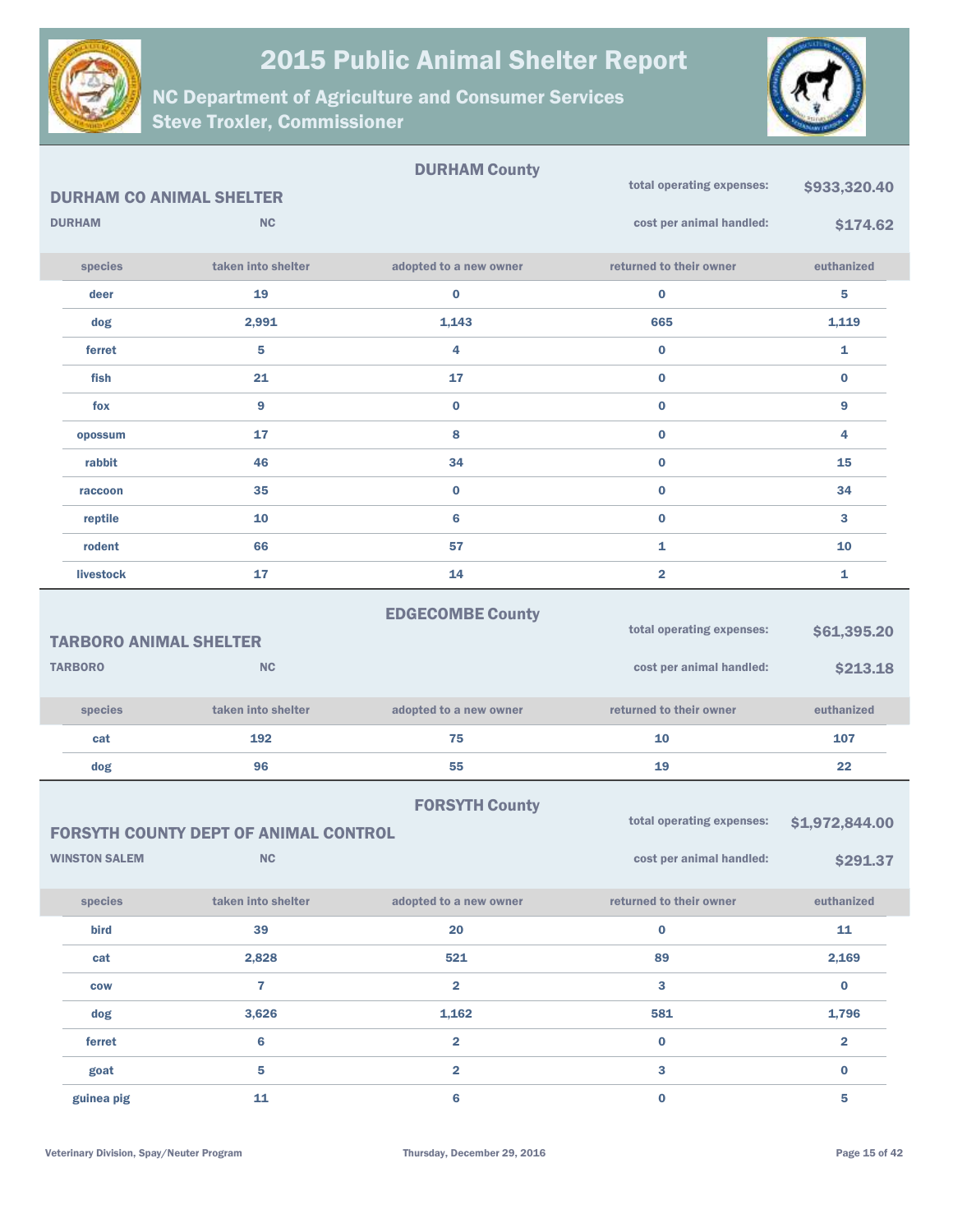# 2015 Public Animal Shelter Report

## NC Department of Agriculture and Consumer Services
## Steve Troxler, Commissioner

### DURHAM County

**DURHAM CO ANIMAL SHELTER**

DURHAM NC

total operating expenses: **$933,320.40**

cost per animal handled: **$174.62**

| species | taken into shelter | adopted to a new owner | returned to their owner | euthanized |
|---|---|---|---|---|
| deer | 19 | 0 | 0 | 5 |
| dog | 2,991 | 1,143 | 665 | 1,119 |
| ferret | 5 | 4 | 0 | 1 |
| fish | 21 | 17 | 0 | 0 |
| fox | 9 | 0 | 0 | 9 |
| opossum | 17 | 8 | 0 | 4 |
| rabbit | 46 | 34 | 0 | 15 |
| raccoon | 35 | 0 | 0 | 34 |
| reptile | 10 | 6 | 0 | 3 |
| rodent | 66 | 57 | 1 | 10 |
| livestock | 17 | 14 | 2 | 1 |

### EDGECOMBE County

**TARBORO ANIMAL SHELTER**

TARBORO NC

total operating expenses: **$61,395.20**

cost per animal handled: **$213.18**

| species | taken into shelter | adopted to a new owner | returned to their owner | euthanized |
|---|---|---|---|---|
| cat | 192 | 75 | 10 | 107 |
| dog | 96 | 55 | 19 | 22 |

### FORSYTH County

**FORSYTH COUNTY DEPT OF ANIMAL CONTROL**

WINSTON SALEM NC

total operating expenses: **$1,972,844.00**

cost per animal handled: **$291.37**

| species | taken into shelter | adopted to a new owner | returned to their owner | euthanized |
|---|---|---|---|---|
| bird | 39 | 20 | 0 | 11 |
| cat | 2,828 | 521 | 89 | 2,169 |
| cow | 7 | 2 | 3 | 0 |
| dog | 3,626 | 1,162 | 581 | 1,796 |
| ferret | 6 | 2 | 0 | 2 |
| goat | 5 | 2 | 3 | 0 |
| guinea pig | 11 | 6 | 0 | 5 |

Veterinary Division, Spay/Neuter Program

Thursday, December 29, 2016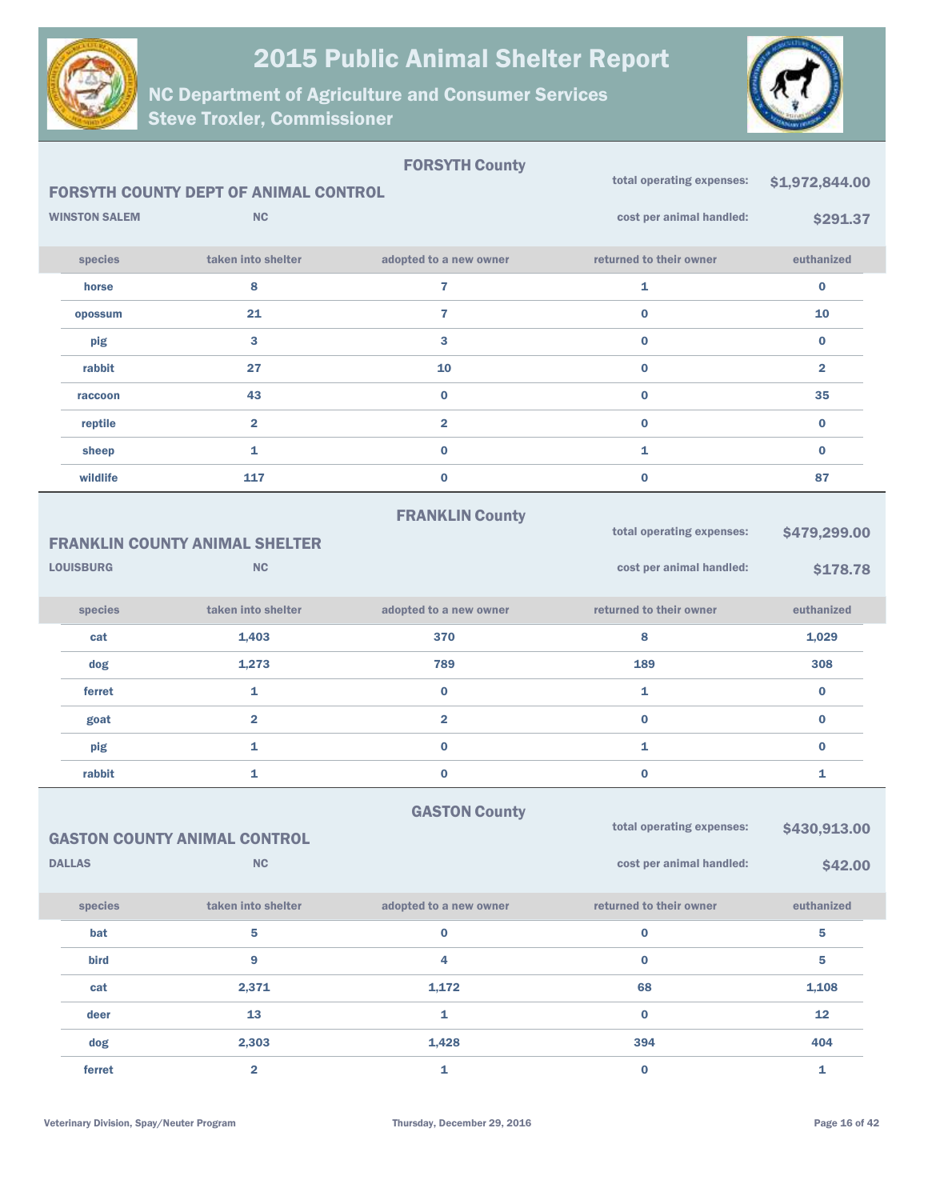# 2015 Public Animal Shelter Report

## NC Department of Agriculture and Consumer Services
## Steve Troxler, Commissioner

### FORSYTH County

**FORSYTH COUNTY DEPT OF ANIMAL CONTROL**

**WINSTON SALEM** **NC**

total operating expenses: **$1,972,844.00**

cost per animal handled: **$291.37**

| species | taken into shelter | adopted to a new owner | returned to their owner | euthanized |
|---|---|---|---|---|
| horse | 8 | 7 | 1 | 0 |
| opossum | 21 | 7 | 0 | 10 |
| pig | 3 | 3 | 0 | 0 |
| rabbit | 27 | 10 | 0 | 2 |
| raccoon | 43 | 0 | 0 | 35 |
| reptile | 2 | 2 | 0 | 0 |
| sheep | 1 | 0 | 1 | 0 |
| wildlife | 117 | 0 | 0 | 87 |

### FRANKLIN County

**FRANKLIN COUNTY ANIMAL SHELTER**

**LOUISBURG** **NC**

total operating expenses: **$479,299.00**

cost per animal handled: **$178.78**

| species | taken into shelter | adopted to a new owner | returned to their owner | euthanized |
|---|---|---|---|---|
| cat | 1,403 | 370 | 8 | 1,029 |
| dog | 1,273 | 789 | 189 | 308 |
| ferret | 1 | 0 | 1 | 0 |
| goat | 2 | 2 | 0 | 0 |
| pig | 1 | 0 | 1 | 0 |
| rabbit | 1 | 0 | 0 | 1 |

### GASTON County

**GASTON COUNTY ANIMAL CONTROL**

**DALLAS** **NC**

total operating expenses: **$430,913.00**

cost per animal handled: **$42.00**

| species | taken into shelter | adopted to a new owner | returned to their owner | euthanized |
|---|---|---|---|---|
| bat | 5 | 0 | 0 | 5 |
| bird | 9 | 4 | 0 | 5 |
| cat | 2,371 | 1,172 | 68 | 1,108 |
| deer | 13 | 1 | 0 | 12 |
| dog | 2,303 | 1,428 | 394 | 404 |
| ferret | 2 | 1 | 0 | 1 |

Veterinary Division, Spay/Neuter Program

Thursday, December 29, 2016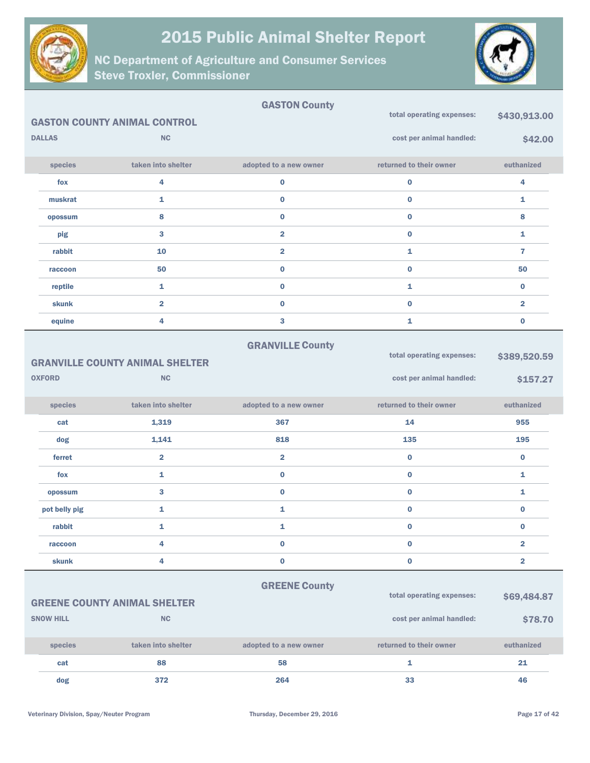# 2015 Public Animal Shelter Report

## NC Department of Agriculture and Consumer Services
## Steve Troxler, Commissioner

### GASTON County

**GASTON COUNTY ANIMAL CONTROL**

**DALLAS** **NC**

total operating expenses: **$430,913.00**

cost per animal handled: **$42.00**

| species | taken into shelter | adopted to a new owner | returned to their owner | euthanized |
|---|---|---|---|---|
| fox | 4 | 0 | 0 | 4 |
| muskrat | 1 | 0 | 0 | 1 |
| opossum | 8 | 0 | 0 | 8 |
| pig | 3 | 2 | 0 | 1 |
| rabbit | 10 | 2 | 1 | 7 |
| raccoon | 50 | 0 | 0 | 50 |
| reptile | 1 | 0 | 1 | 0 |
| skunk | 2 | 0 | 0 | 2 |
| equine | 4 | 3 | 1 | 0 |

### GRANVILLE County

**GRANVILLE COUNTY ANIMAL SHELTER**

**OXFORD** **NC**

total operating expenses: **$389,520.59**

cost per animal handled: **$157.27**

| species | taken into shelter | adopted to a new owner | returned to their owner | euthanized |
|---|---|---|---|---|
| cat | 1,319 | 367 | 14 | 955 |
| dog | 1,141 | 818 | 135 | 195 |
| ferret | 2 | 2 | 0 | 0 |
| fox | 1 | 0 | 0 | 1 |
| opossum | 3 | 0 | 0 | 1 |
| pot belly pig | 1 | 1 | 0 | 0 |
| rabbit | 1 | 1 | 0 | 0 |
| raccoon | 4 | 0 | 0 | 2 |
| skunk | 4 | 0 | 0 | 2 |

### GREENE County

**GREENE COUNTY ANIMAL SHELTER**

**SNOW HILL** **NC**

total operating expenses: **$69,484.87**

cost per animal handled: **$78.70**

| species | taken into shelter | adopted to a new owner | returned to their owner | euthanized |
|---|---|---|---|---|
| cat | 88 | 58 | 1 | 21 |
| dog | 372 | 264 | 33 | 46 |

Veterinary Division, Spay/Neuter Program — Thursday, December 29, 2016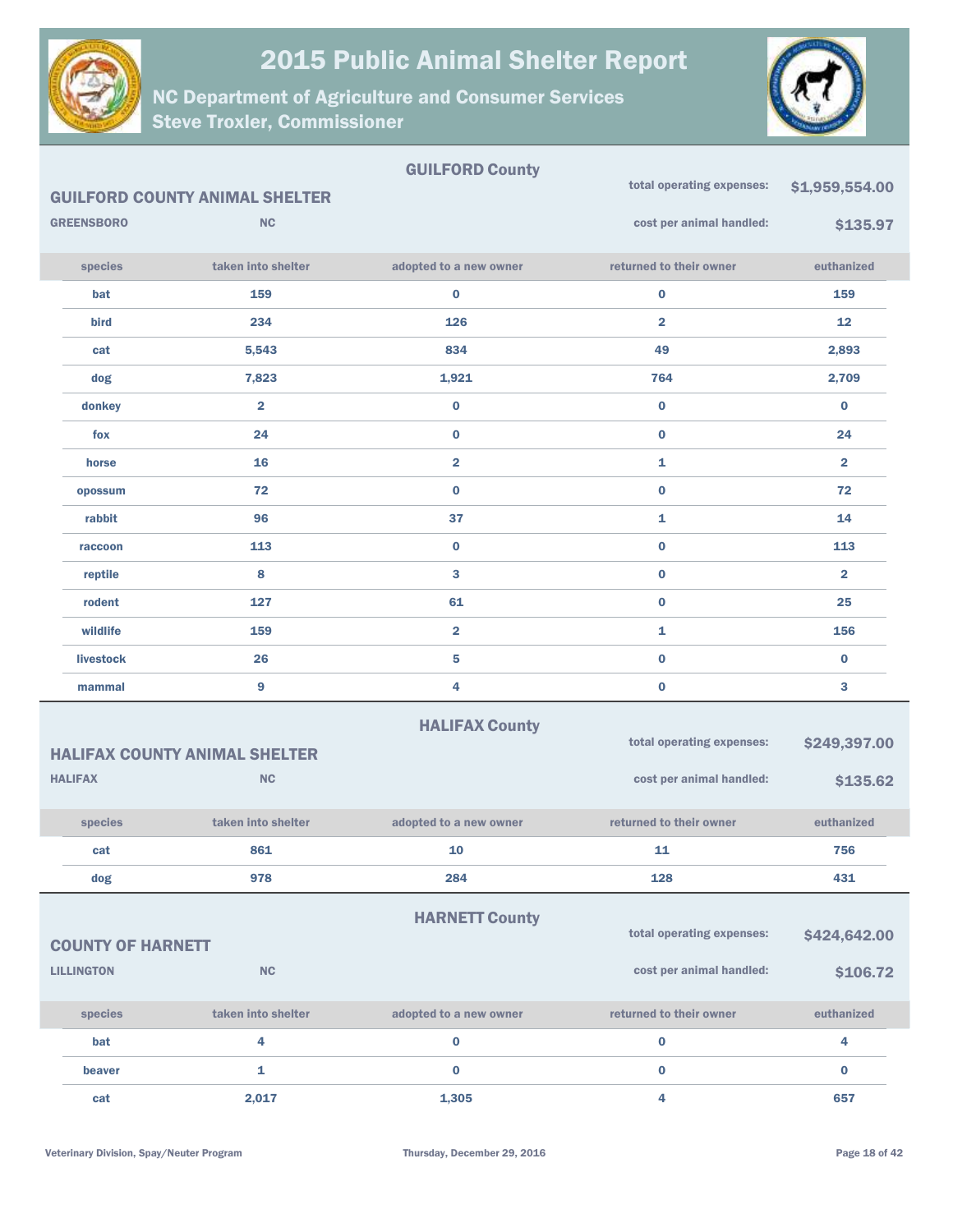# 2015 Public Animal Shelter Report

## NC Department of Agriculture and Consumer Services
## Steve Troxler, Commissioner

### GUILFORD County

**GUILFORD COUNTY ANIMAL SHELTER**

**GREENSBORO** **NC**

total operating expenses: **$1,959,554.00**

cost per animal handled: **$135.97**

| species | taken into shelter | adopted to a new owner | returned to their owner | euthanized |
|---|---|---|---|---|
| bat | 159 | 0 | 0 | 159 |
| bird | 234 | 126 | 2 | 12 |
| cat | 5,543 | 834 | 49 | 2,893 |
| dog | 7,823 | 1,921 | 764 | 2,709 |
| donkey | 2 | 0 | 0 | 0 |
| fox | 24 | 0 | 0 | 24 |
| horse | 16 | 2 | 1 | 2 |
| opossum | 72 | 0 | 0 | 72 |
| rabbit | 96 | 37 | 1 | 14 |
| raccoon | 113 | 0 | 0 | 113 |
| reptile | 8 | 3 | 0 | 2 |
| rodent | 127 | 61 | 0 | 25 |
| wildlife | 159 | 2 | 1 | 156 |
| livestock | 26 | 5 | 0 | 0 |
| mammal | 9 | 4 | 0 | 3 |

### HALIFAX County

**HALIFAX COUNTY ANIMAL SHELTER**

**HALIFAX** **NC**

total operating expenses: **$249,397.00**

cost per animal handled: **$135.62**

| species | taken into shelter | adopted to a new owner | returned to their owner | euthanized |
|---|---|---|---|---|
| cat | 861 | 10 | 11 | 756 |
| dog | 978 | 284 | 128 | 431 |

### HARNETT County

**COUNTY OF HARNETT**

**LILLINGTON** **NC**

total operating expenses: **$424,642.00**

cost per animal handled: **$106.72**

| species | taken into shelter | adopted to a new owner | returned to their owner | euthanized |
|---|---|---|---|---|
| bat | 4 | 0 | 0 | 4 |
| beaver | 1 | 0 | 0 | 0 |
| cat | 2,017 | 1,305 | 4 | 657 |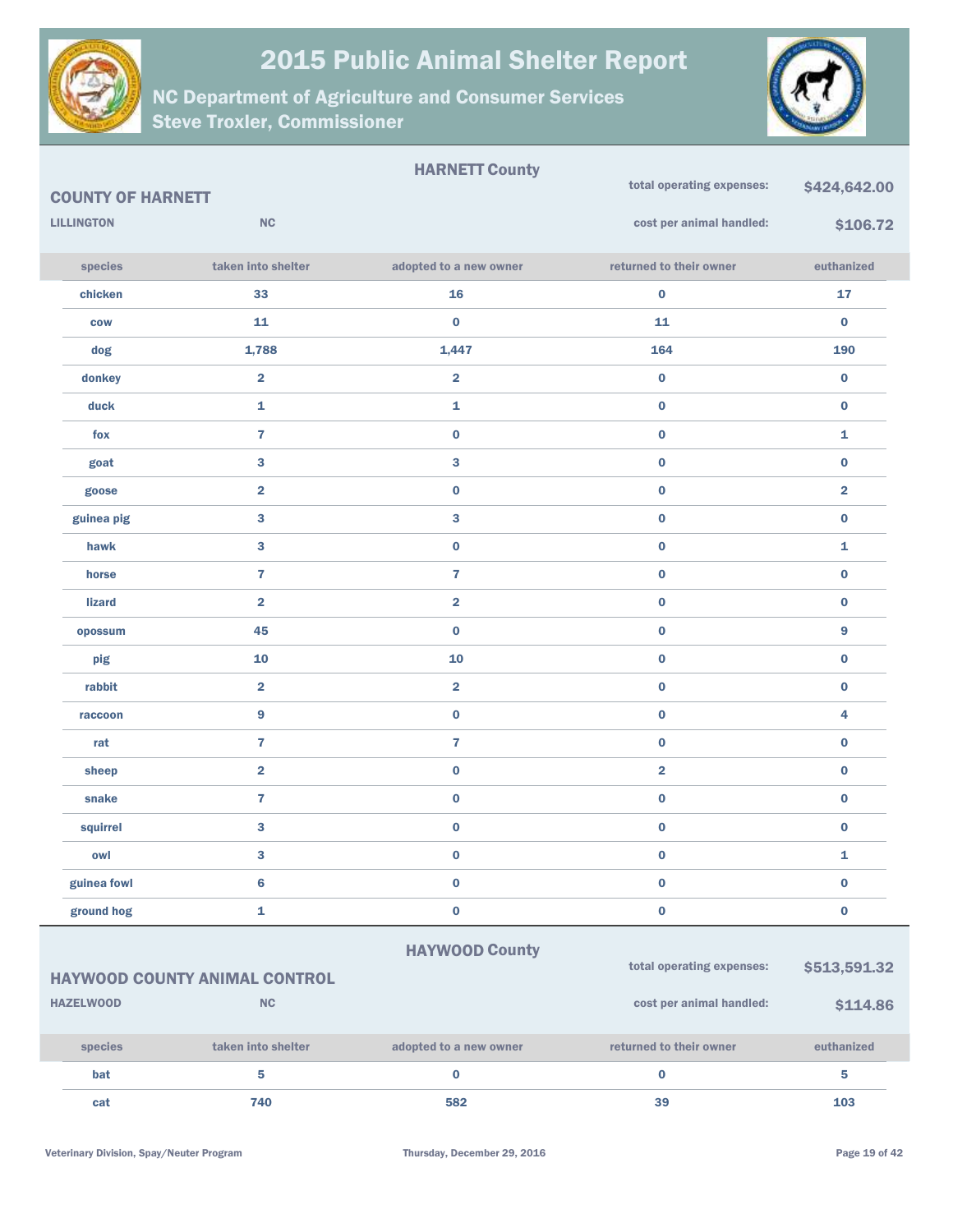# 2015 Public Animal Shelter Report

## NC Department of Agriculture and Consumer Services
## Steve Troxler, Commissioner

## HARNETT County

**COUNTY OF HARNETT**

LILLINGTON NC

total operating expenses: **$424,642.00**

cost per animal handled: **$106.72**

| species | taken into shelter | adopted to a new owner | returned to their owner | euthanized |
|---|---|---|---|---|
| chicken | 33 | 16 | 0 | 17 |
| cow | 11 | 0 | 11 | 0 |
| dog | 1,788 | 1,447 | 164 | 190 |
| donkey | 2 | 2 | 0 | 0 |
| duck | 1 | 1 | 0 | 0 |
| fox | 7 | 0 | 0 | 1 |
| goat | 3 | 3 | 0 | 0 |
| goose | 2 | 0 | 0 | 2 |
| guinea pig | 3 | 3 | 0 | 0 |
| hawk | 3 | 0 | 0 | 1 |
| horse | 7 | 7 | 0 | 0 |
| lizard | 2 | 2 | 0 | 0 |
| opossum | 45 | 0 | 0 | 9 |
| pig | 10 | 10 | 0 | 0 |
| rabbit | 2 | 2 | 0 | 0 |
| raccoon | 9 | 0 | 0 | 4 |
| rat | 7 | 7 | 0 | 0 |
| sheep | 2 | 0 | 2 | 0 |
| snake | 7 | 0 | 0 | 0 |
| squirrel | 3 | 0 | 0 | 0 |
| owl | 3 | 0 | 0 | 1 |
| guinea fowl | 6 | 0 | 0 | 0 |
| ground hog | 1 | 0 | 0 | 0 |

## HAYWOOD County

**HAYWOOD COUNTY ANIMAL CONTROL**

HAZELWOOD NC

total operating expenses: **$513,591.32**

cost per animal handled: **$114.86**

| species | taken into shelter | adopted to a new owner | returned to their owner | euthanized |
|---|---|---|---|---|
| bat | 5 | 0 | 0 | 5 |
| cat | 740 | 582 | 39 | 103 |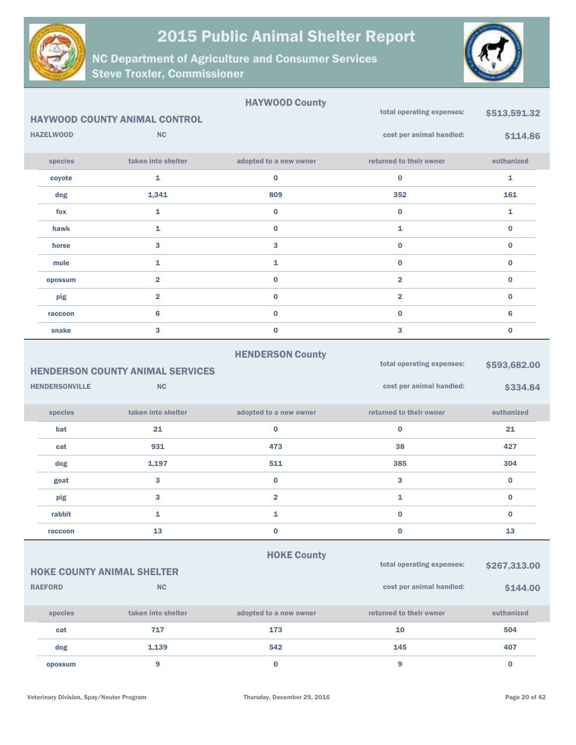# 2015 Public Animal Shelter Report

## NC Department of Agriculture and Consumer Services
## Steve Troxler, Commissioner

### HAYWOOD County

**HAYWOOD COUNTY ANIMAL CONTROL**

**HAZELWOOD** **NC**

total operating expenses: **$513,591.32**

cost per animal handled: **$114.86**

| species | taken into shelter | adopted to a new owner | returned to their owner | euthanized |
|---|---|---|---|---|
| coyote | 1 | 0 | 0 | 1 |
| dog | 1,341 | 809 | 352 | 161 |
| fox | 1 | 0 | 0 | 1 |
| hawk | 1 | 0 | 1 | 0 |
| horse | 3 | 3 | 0 | 0 |
| mule | 1 | 1 | 0 | 0 |
| opossum | 2 | 0 | 2 | 0 |
| pig | 2 | 0 | 2 | 0 |
| raccoon | 6 | 0 | 0 | 6 |
| snake | 3 | 0 | 3 | 0 |

### HENDERSON County

**HENDERSON COUNTY ANIMAL SERVICES**

**HENDERSONVILLE** **NC**

total operating expenses: **$593,682.00**

cost per animal handled: **$334.84**

| species | taken into shelter | adopted to a new owner | returned to their owner | euthanized |
|---|---|---|---|---|
| bat | 21 | 0 | 0 | 21 |
| cat | 931 | 473 | 38 | 427 |
| dog | 1,197 | 511 | 385 | 304 |
| goat | 3 | 0 | 3 | 0 |
| pig | 3 | 2 | 1 | 0 |
| rabbit | 1 | 1 | 0 | 0 |
| raccoon | 13 | 0 | 0 | 13 |

### HOKE County

**HOKE COUNTY ANIMAL SHELTER**

**RAEFORD** **NC**

total operating expenses: **$267,313.00**

cost per animal handled: **$144.00**

| species | taken into shelter | adopted to a new owner | returned to their owner | euthanized |
|---|---|---|---|---|
| cat | 717 | 173 | 10 | 504 |
| dog | 1,139 | 542 | 145 | 407 |
| opossum | 9 | 0 | 9 | 0 |

Veterinary Division, Spay/Neuter Program — Thursday, December 29, 2016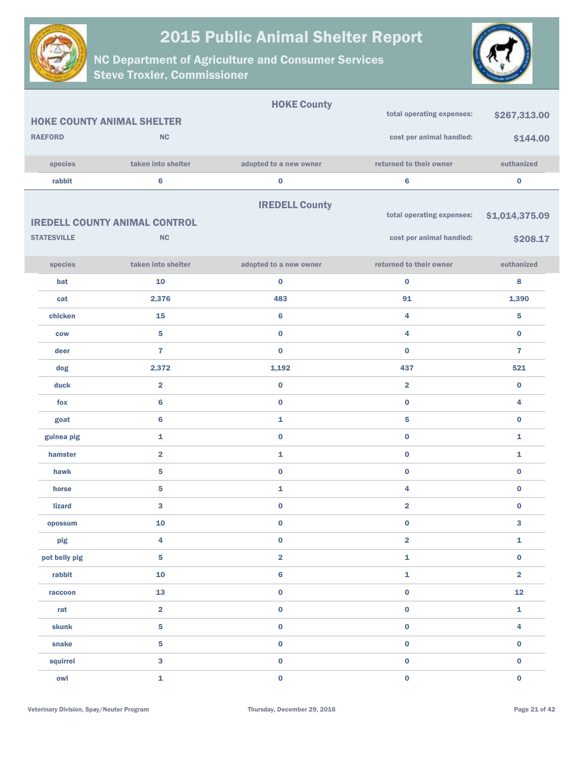## HOKE County

### HOKE COUNTY ANIMAL SHELTER

RAEFORD NC

total operating expenses: **$267,313.00**

cost per animal handled: **$144.00**

| species | taken into shelter | adopted to a new owner | returned to their owner | euthanized |
|---|---|---|---|---|
| rabbit | 6 | 0 | 6 | 0 |

## IREDELL County

### IREDELL COUNTY ANIMAL CONTROL

STATESVILLE NC

total operating expenses: **$1,014,375.09**

cost per animal handled: **$208.17**

| species | taken into shelter | adopted to a new owner | returned to their owner | euthanized |
|---|---|---|---|---|
| bat | 10 | 0 | 0 | 8 |
| cat | 2,376 | 483 | 91 | 1,390 |
| chicken | 15 | 6 | 4 | 5 |
| cow | 5 | 0 | 4 | 0 |
| deer | 7 | 0 | 0 | 7 |
| dog | 2,372 | 1,192 | 437 | 521 |
| duck | 2 | 0 | 2 | 0 |
| fox | 6 | 0 | 0 | 4 |
| goat | 6 | 1 | 5 | 0 |
| guinea pig | 1 | 0 | 0 | 1 |
| hamster | 2 | 1 | 0 | 1 |
| hawk | 5 | 0 | 0 | 0 |
| horse | 5 | 1 | 4 | 0 |
| lizard | 3 | 0 | 2 | 0 |
| opossum | 10 | 0 | 0 | 3 |
| pig | 4 | 0 | 2 | 1 |
| pot belly pig | 5 | 2 | 1 | 0 |
| rabbit | 10 | 6 | 1 | 2 |
| raccoon | 13 | 0 | 0 | 12 |
| rat | 2 | 0 | 0 | 1 |
| skunk | 5 | 0 | 0 | 4 |
| snake | 5 | 0 | 0 | 0 |
| squirrel | 3 | 0 | 0 | 0 |
| owl | 1 | 0 | 0 | 0 |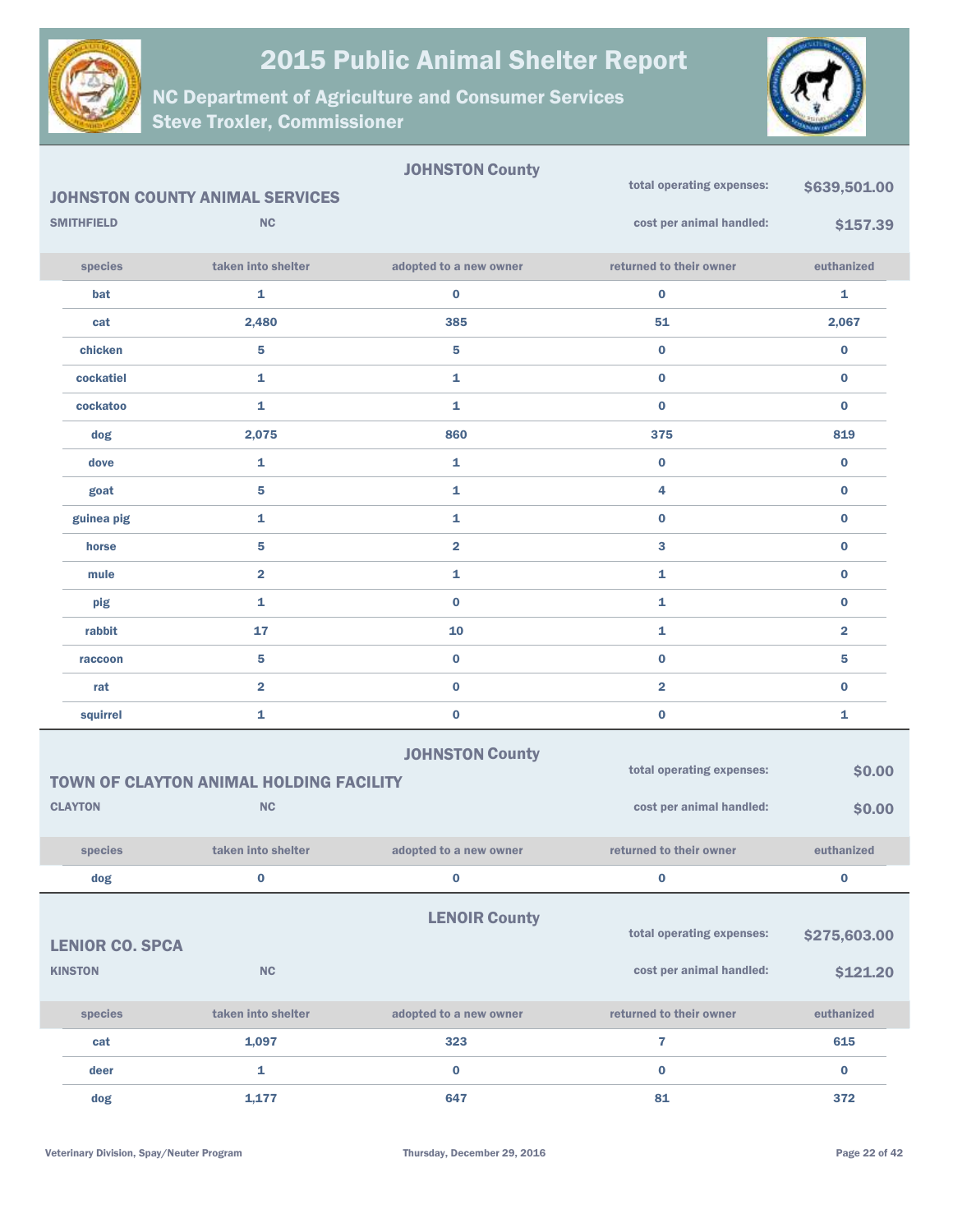# 2015 Public Animal Shelter Report

## NC Department of Agriculture and Consumer Services
## Steve Troxler, Commissioner

---

**JOHNSTON County**

### JOHNSTON COUNTY ANIMAL SERVICES

**SMITHFIELD** **NC**

**total operating expenses:** **$639,501.00**

**cost per animal handled:** **$157.39**

| species | taken into shelter | adopted to a new owner | returned to their owner | euthanized |
|---|---|---|---|---|
| bat | 1 | 0 | 0 | 1 |
| cat | 2,480 | 385 | 51 | 2,067 |
| chicken | 5 | 5 | 0 | 0 |
| cockatiel | 1 | 1 | 0 | 0 |
| cockatoo | 1 | 1 | 0 | 0 |
| dog | 2,075 | 860 | 375 | 819 |
| dove | 1 | 1 | 0 | 0 |
| goat | 5 | 1 | 4 | 0 |
| guinea pig | 1 | 1 | 0 | 0 |
| horse | 5 | 2 | 3 | 0 |
| mule | 2 | 1 | 1 | 0 |
| pig | 1 | 0 | 1 | 0 |
| rabbit | 17 | 10 | 1 | 2 |
| raccoon | 5 | 0 | 0 | 5 |
| rat | 2 | 0 | 2 | 0 |
| squirrel | 1 | 0 | 0 | 1 |

---

**JOHNSTON County**

### TOWN OF CLAYTON ANIMAL HOLDING FACILITY

**CLAYTON** **NC**

**total operating expenses:** **$0.00**

**cost per animal handled:** **$0.00**

| species | taken into shelter | adopted to a new owner | returned to their owner | euthanized |
|---|---|---|---|---|
| dog | 0 | 0 | 0 | 0 |

---

**LENOIR County**

### LENIOR CO. SPCA

**KINSTON** **NC**

**total operating expenses:** **$275,603.00**

**cost per animal handled:** **$121.20**

| species | taken into shelter | adopted to a new owner | returned to their owner | euthanized |
|---|---|---|---|---|
| cat | 1,097 | 323 | 7 | 615 |
| deer | 1 | 0 | 0 | 0 |
| dog | 1,177 | 647 | 81 | 372 |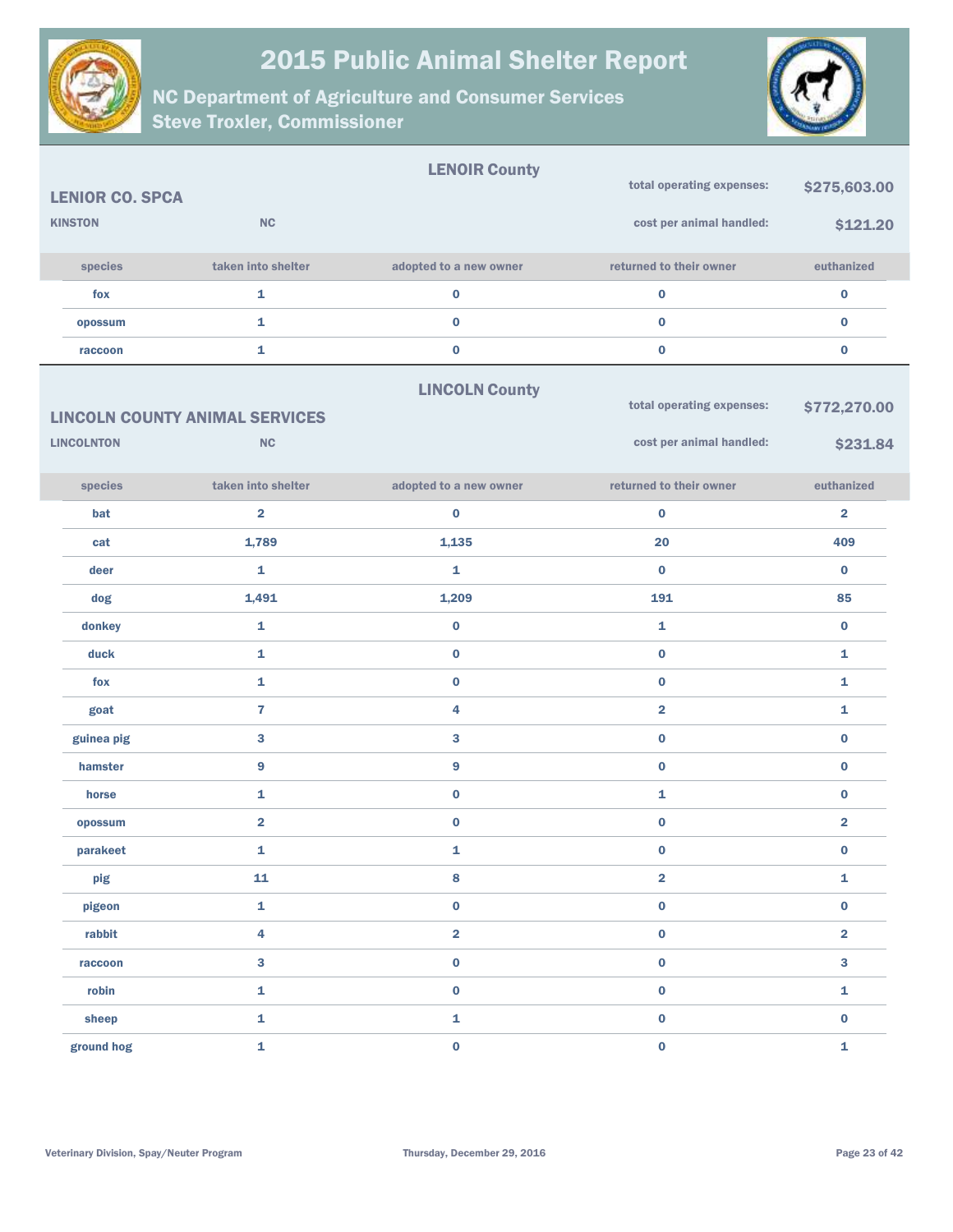# 2015 Public Animal Shelter Report

## NC Department of Agriculture and Consumer Services
## Steve Troxler, Commissioner

### LENOIR County

**LENIOR CO. SPCA**

KINSTON NC

total operating expenses: **$275,603.00**

cost per animal handled: **$121.20**

| species | taken into shelter | adopted to a new owner | returned to their owner | euthanized |
|---|---|---|---|---|
| fox | 1 | 0 | 0 | 0 |
| opossum | 1 | 0 | 0 | 0 |
| raccoon | 1 | 0 | 0 | 0 |

### LINCOLN County

**LINCOLN COUNTY ANIMAL SERVICES**

LINCOLNTON NC

total operating expenses: **$772,270.00**

cost per animal handled: **$231.84**

| species | taken into shelter | adopted to a new owner | returned to their owner | euthanized |
|---|---|---|---|---|
| bat | 2 | 0 | 0 | 2 |
| cat | 1,789 | 1,135 | 20 | 409 |
| deer | 1 | 1 | 0 | 0 |
| dog | 1,491 | 1,209 | 191 | 85 |
| donkey | 1 | 0 | 1 | 0 |
| duck | 1 | 0 | 0 | 1 |
| fox | 1 | 0 | 0 | 1 |
| goat | 7 | 4 | 2 | 1 |
| guinea pig | 3 | 3 | 0 | 0 |
| hamster | 9 | 9 | 0 | 0 |
| horse | 1 | 0 | 1 | 0 |
| opossum | 2 | 0 | 0 | 2 |
| parakeet | 1 | 1 | 0 | 0 |
| pig | 11 | 8 | 2 | 1 |
| pigeon | 1 | 0 | 0 | 0 |
| rabbit | 4 | 2 | 0 | 2 |
| raccoon | 3 | 0 | 0 | 3 |
| robin | 1 | 0 | 0 | 1 |
| sheep | 1 | 1 | 0 | 0 |
| ground hog | 1 | 0 | 0 | 1 |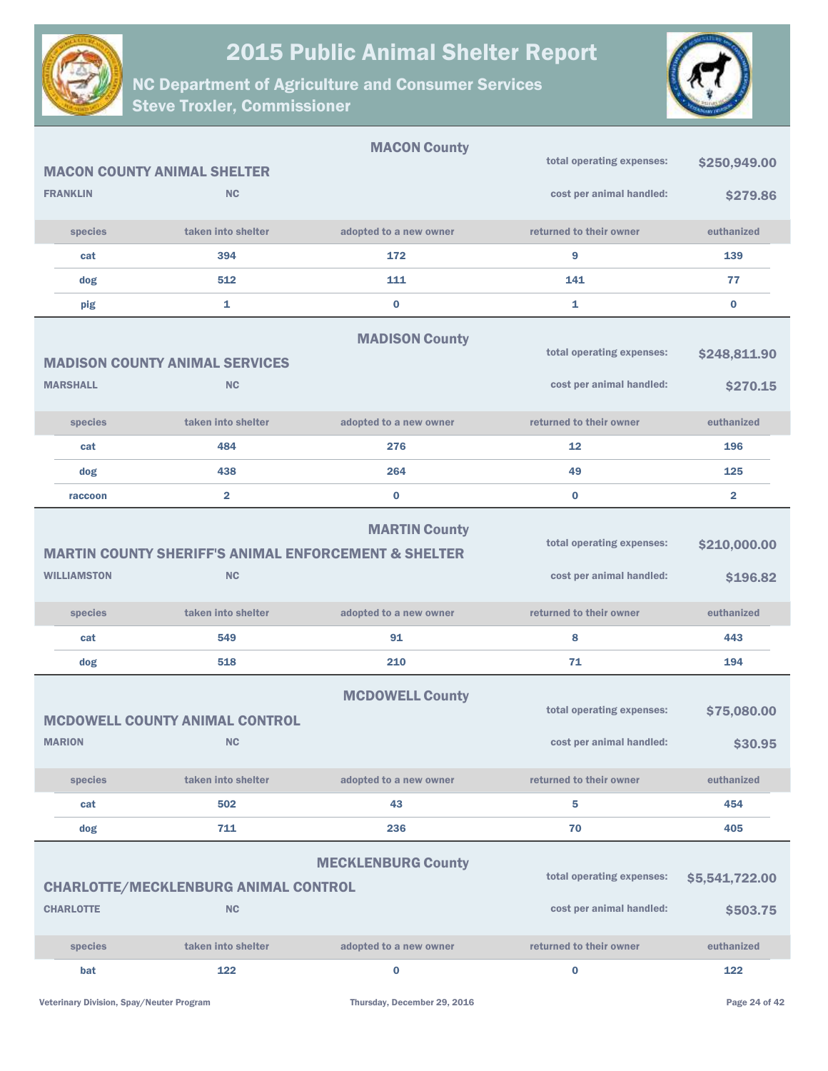# 2015 Public Animal Shelter Report

## NC Department of Agriculture and Consumer Services
## Steve Troxler, Commissioner

### MACON County

**MACON COUNTY ANIMAL SHELTER**

**FRANKLIN** **NC**

total operating expenses: **$250,949.00**

cost per animal handled: **$279.86**

| species | taken into shelter | adopted to a new owner | returned to their owner | euthanized |
|---|---|---|---|---|
| cat | 394 | 172 | 9 | 139 |
| dog | 512 | 111 | 141 | 77 |
| pig | 1 | 0 | 1 | 0 |

### MADISON County

**MADISON COUNTY ANIMAL SERVICES**

**MARSHALL** **NC**

total operating expenses: **$248,811.90**

cost per animal handled: **$270.15**

| species | taken into shelter | adopted to a new owner | returned to their owner | euthanized |
|---|---|---|---|---|
| cat | 484 | 276 | 12 | 196 |
| dog | 438 | 264 | 49 | 125 |
| raccoon | 2 | 0 | 0 | 2 |

### MARTIN County

**MARTIN COUNTY SHERIFF'S ANIMAL ENFORCEMENT & SHELTER**

**WILLIAMSTON** **NC**

total operating expenses: **$210,000.00**

cost per animal handled: **$196.82**

| species | taken into shelter | adopted to a new owner | returned to their owner | euthanized |
|---|---|---|---|---|
| cat | 549 | 91 | 8 | 443 |
| dog | 518 | 210 | 71 | 194 |

### MCDOWELL County

**MCDOWELL COUNTY ANIMAL CONTROL**

**MARION** **NC**

total operating expenses: **$75,080.00**

cost per animal handled: **$30.95**

| species | taken into shelter | adopted to a new owner | returned to their owner | euthanized |
|---|---|---|---|---|
| cat | 502 | 43 | 5 | 454 |
| dog | 711 | 236 | 70 | 405 |

### MECKLENBURG County

**CHARLOTTE/MECKLENBURG ANIMAL CONTROL**

**CHARLOTTE** **NC**

total operating expenses: **$5,541,722.00**

cost per animal handled: **$503.75**

| species | taken into shelter | adopted to a new owner | returned to their owner | euthanized |
|---|---|---|---|---|
| bat | 122 | 0 | 0 | 122 |

Veterinary Division, Spay/Neuter Program

Thursday, December 29, 2016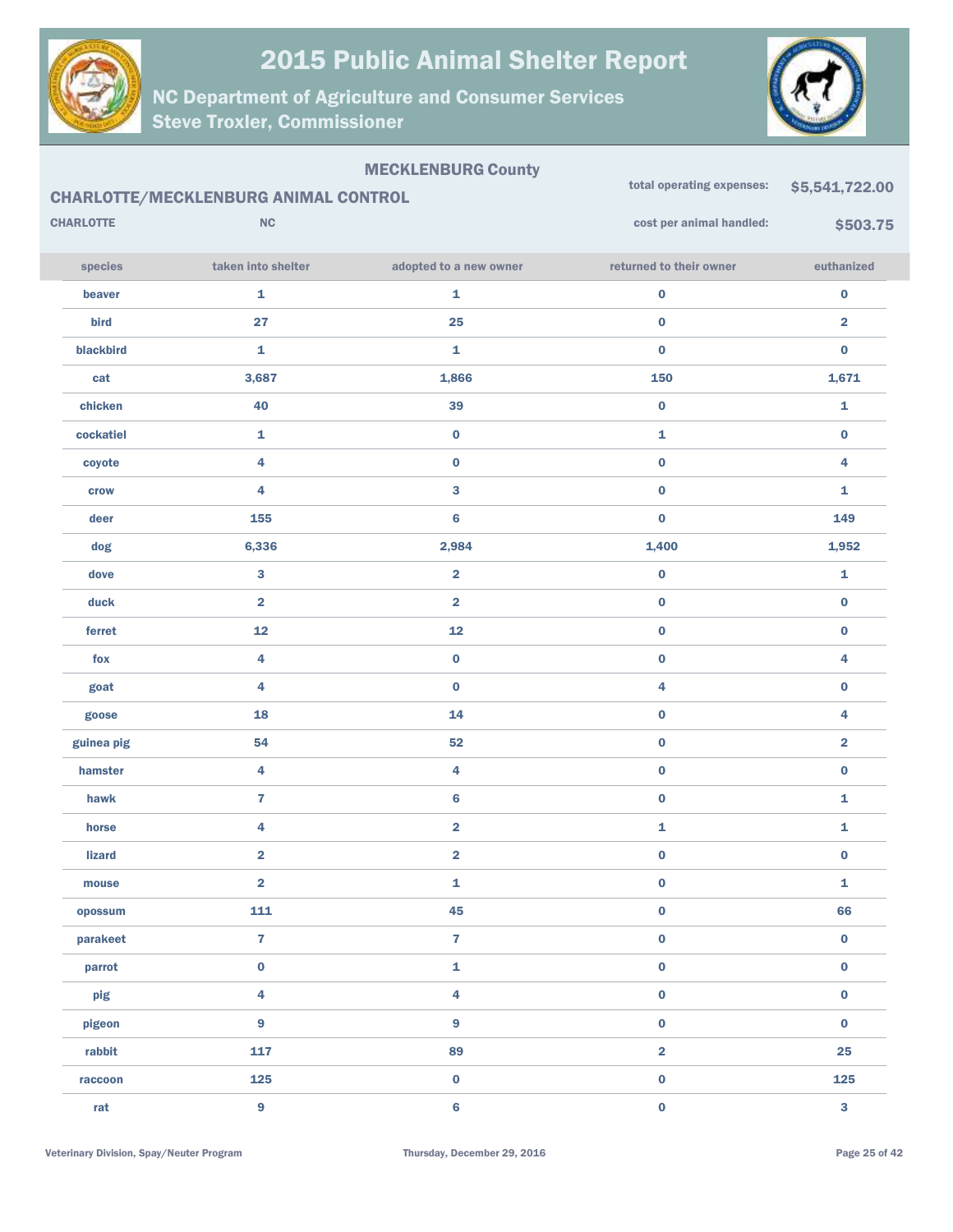# 2015 Public Animal Shelter Report

## NC Department of Agriculture and Consumer Services
## Steve Troxler, Commissioner

**MECKLENBURG County**

**CHARLOTTE/MECKLENBURG ANIMAL CONTROL**

CHARLOTTE NC

total operating expenses: **$5,541,722.00**

cost per animal handled: **$503.75**

| species | taken into shelter | adopted to a new owner | returned to their owner | euthanized |
|---|---|---|---|---|
| beaver | 1 | 1 | 0 | 0 |
| bird | 27 | 25 | 0 | 2 |
| blackbird | 1 | 1 | 0 | 0 |
| cat | 3,687 | 1,866 | 150 | 1,671 |
| chicken | 40 | 39 | 0 | 1 |
| cockatiel | 1 | 0 | 1 | 0 |
| coyote | 4 | 0 | 0 | 4 |
| crow | 4 | 3 | 0 | 1 |
| deer | 155 | 6 | 0 | 149 |
| dog | 6,336 | 2,984 | 1,400 | 1,952 |
| dove | 3 | 2 | 0 | 1 |
| duck | 2 | 2 | 0 | 0 |
| ferret | 12 | 12 | 0 | 0 |
| fox | 4 | 0 | 0 | 4 |
| goat | 4 | 0 | 4 | 0 |
| goose | 18 | 14 | 0 | 4 |
| guinea pig | 54 | 52 | 0 | 2 |
| hamster | 4 | 4 | 0 | 0 |
| hawk | 7 | 6 | 0 | 1 |
| horse | 4 | 2 | 1 | 1 |
| lizard | 2 | 2 | 0 | 0 |
| mouse | 2 | 1 | 0 | 1 |
| opossum | 111 | 45 | 0 | 66 |
| parakeet | 7 | 7 | 0 | 0 |
| parrot | 0 | 1 | 0 | 0 |
| pig | 4 | 4 | 0 | 0 |
| pigeon | 9 | 9 | 0 | 0 |
| rabbit | 117 | 89 | 2 | 25 |
| raccoon | 125 | 0 | 0 | 125 |
| rat | 9 | 6 | 0 | 3 |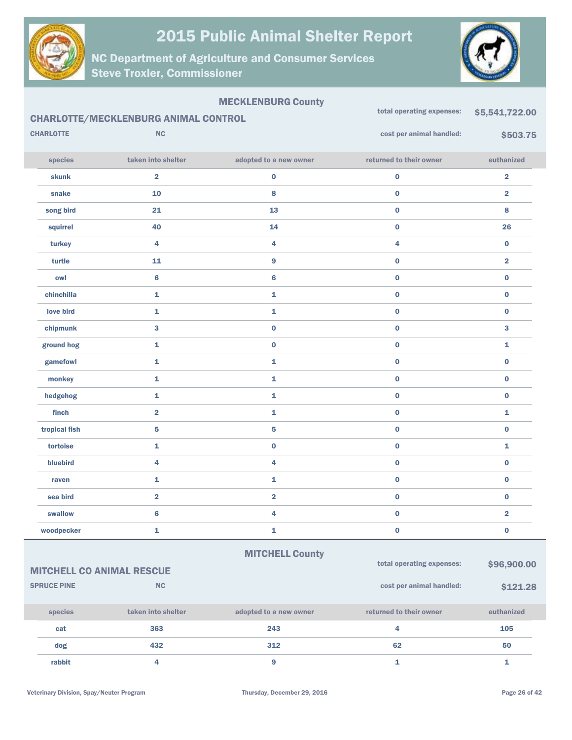# 2015 Public Animal Shelter Report

## NC Department of Agriculture and Consumer Services
## Steve Troxler, Commissioner

### MECKLENBURG County

**CHARLOTTE/MECKLENBURG ANIMAL CONTROL**

CHARLOTTE NC

total operating expenses: **$5,541,722.00**

cost per animal handled: **$503.75**

| species | taken into shelter | adopted to a new owner | returned to their owner | euthanized |
|---|---|---|---|---|
| skunk | 2 | 0 | 0 | 2 |
| snake | 10 | 8 | 0 | 2 |
| song bird | 21 | 13 | 0 | 8 |
| squirrel | 40 | 14 | 0 | 26 |
| turkey | 4 | 4 | 4 | 0 |
| turtle | 11 | 9 | 0 | 2 |
| owl | 6 | 6 | 0 | 0 |
| chinchilla | 1 | 1 | 0 | 0 |
| love bird | 1 | 1 | 0 | 0 |
| chipmunk | 3 | 0 | 0 | 3 |
| ground hog | 1 | 0 | 0 | 1 |
| gamefowl | 1 | 1 | 0 | 0 |
| monkey | 1 | 1 | 0 | 0 |
| hedgehog | 1 | 1 | 0 | 0 |
| finch | 2 | 1 | 0 | 1 |
| tropical fish | 5 | 5 | 0 | 0 |
| tortoise | 1 | 0 | 0 | 1 |
| bluebird | 4 | 4 | 0 | 0 |
| raven | 1 | 1 | 0 | 0 |
| sea bird | 2 | 2 | 0 | 0 |
| swallow | 6 | 4 | 0 | 2 |
| woodpecker | 1 | 1 | 0 | 0 |

### MITCHELL County

**MITCHELL CO ANIMAL RESCUE**

SPRUCE PINE NC

total operating expenses: **$96,900.00**

cost per animal handled: **$121.28**

| species | taken into shelter | adopted to a new owner | returned to their owner | euthanized |
|---|---|---|---|---|
| cat | 363 | 243 | 4 | 105 |
| dog | 432 | 312 | 62 | 50 |
| rabbit | 4 | 9 | 1 | 1 |

Veterinary Division, Spay/Neuter Program — Thursday, December 29, 2016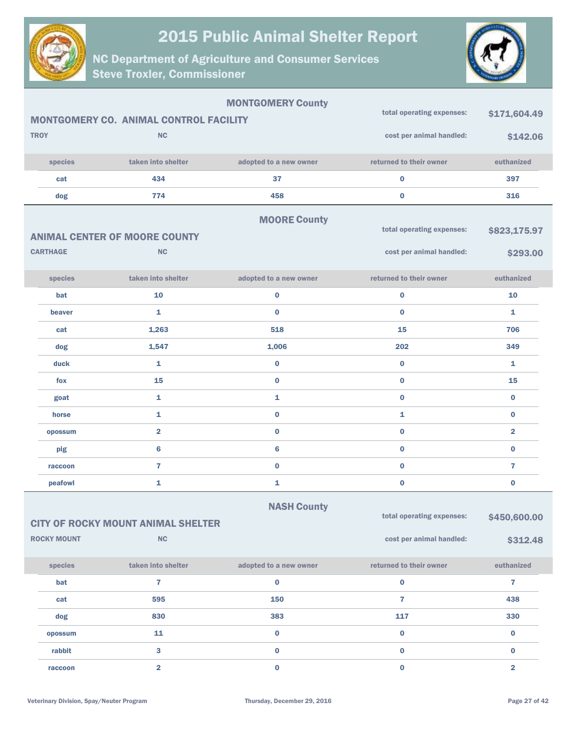# 2015 Public Animal Shelter Report

## NC Department of Agriculture and Consumer Services
## Steve Troxler, Commissioner

### MONTGOMERY County

**MONTGOMERY CO. ANIMAL CONTROL FACILITY**

**TROY** **NC**

total operating expenses: **$171,604.49**

cost per animal handled: **$142.06**

| species | taken into shelter | adopted to a new owner | returned to their owner | euthanized |
|---|---|---|---|---|
| cat | 434 | 37 | 0 | 397 |
| dog | 774 | 458 | 0 | 316 |

### MOORE County

**ANIMAL CENTER OF MOORE COUNTY**

**CARTHAGE** **NC**

total operating expenses: **$823,175.97**

cost per animal handled: **$293.00**

| species | taken into shelter | adopted to a new owner | returned to their owner | euthanized |
|---|---|---|---|---|
| bat | 10 | 0 | 0 | 10 |
| beaver | 1 | 0 | 0 | 1 |
| cat | 1,263 | 518 | 15 | 706 |
| dog | 1,547 | 1,006 | 202 | 349 |
| duck | 1 | 0 | 0 | 1 |
| fox | 15 | 0 | 0 | 15 |
| goat | 1 | 1 | 0 | 0 |
| horse | 1 | 0 | 1 | 0 |
| opossum | 2 | 0 | 0 | 2 |
| pig | 6 | 6 | 0 | 0 |
| raccoon | 7 | 0 | 0 | 7 |
| peafowl | 1 | 1 | 0 | 0 |

### NASH County

**CITY OF ROCKY MOUNT ANIMAL SHELTER**

**ROCKY MOUNT** **NC**

total operating expenses: **$450,600.00**

cost per animal handled: **$312.48**

| species | taken into shelter | adopted to a new owner | returned to their owner | euthanized |
|---|---|---|---|---|
| bat | 7 | 0 | 0 | 7 |
| cat | 595 | 150 | 7 | 438 |
| dog | 830 | 383 | 117 | 330 |
| opossum | 11 | 0 | 0 | 0 |
| rabbit | 3 | 0 | 0 | 0 |
| raccoon | 2 | 0 | 0 | 2 |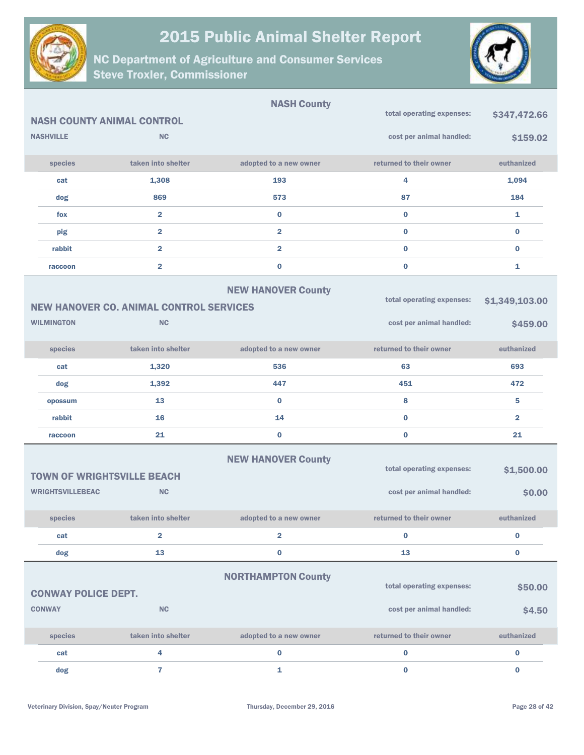# 2015 Public Animal Shelter Report

## NC Department of Agriculture and Consumer Services
## Steve Troxler, Commissioner

---

### NASH County

**NASH COUNTY ANIMAL CONTROL**

**NASHVILLE** NC

total operating expenses: **$347,472.66**

cost per animal handled: **$159.02**

| species | taken into shelter | adopted to a new owner | returned to their owner | euthanized |
|---|---|---|---|---|
| cat | 1,308 | 193 | 4 | 1,094 |
| dog | 869 | 573 | 87 | 184 |
| fox | 2 | 0 | 0 | 1 |
| pig | 2 | 2 | 0 | 0 |
| rabbit | 2 | 2 | 0 | 0 |
| raccoon | 2 | 0 | 0 | 1 |

---

### NEW HANOVER County

**NEW HANOVER CO. ANIMAL CONTROL SERVICES**

**WILMINGTON** NC

total operating expenses: **$1,349,103.00**

cost per animal handled: **$459.00**

| species | taken into shelter | adopted to a new owner | returned to their owner | euthanized |
|---|---|---|---|---|
| cat | 1,320 | 536 | 63 | 693 |
| dog | 1,392 | 447 | 451 | 472 |
| opossum | 13 | 0 | 8 | 5 |
| rabbit | 16 | 14 | 0 | 2 |
| raccoon | 21 | 0 | 0 | 21 |

---

### NEW HANOVER County

**TOWN OF WRIGHTSVILLE BEACH**

**WRIGHTSVILLEBEAC** NC

total operating expenses: **$1,500.00**

cost per animal handled: **$0.00**

| species | taken into shelter | adopted to a new owner | returned to their owner | euthanized |
|---|---|---|---|---|
| cat | 2 | 2 | 0 | 0 |
| dog | 13 | 0 | 13 | 0 |

---

### NORTHAMPTON County

**CONWAY POLICE DEPT.**

**CONWAY** NC

total operating expenses: **$50.00**

cost per animal handled: **$4.50**

| species | taken into shelter | adopted to a new owner | returned to their owner | euthanized |
|---|---|---|---|---|
| cat | 4 | 0 | 0 | 0 |
| dog | 7 | 1 | 0 | 0 |

Veterinary Division, Spay/Neuter Program — Thursday, December 29, 2016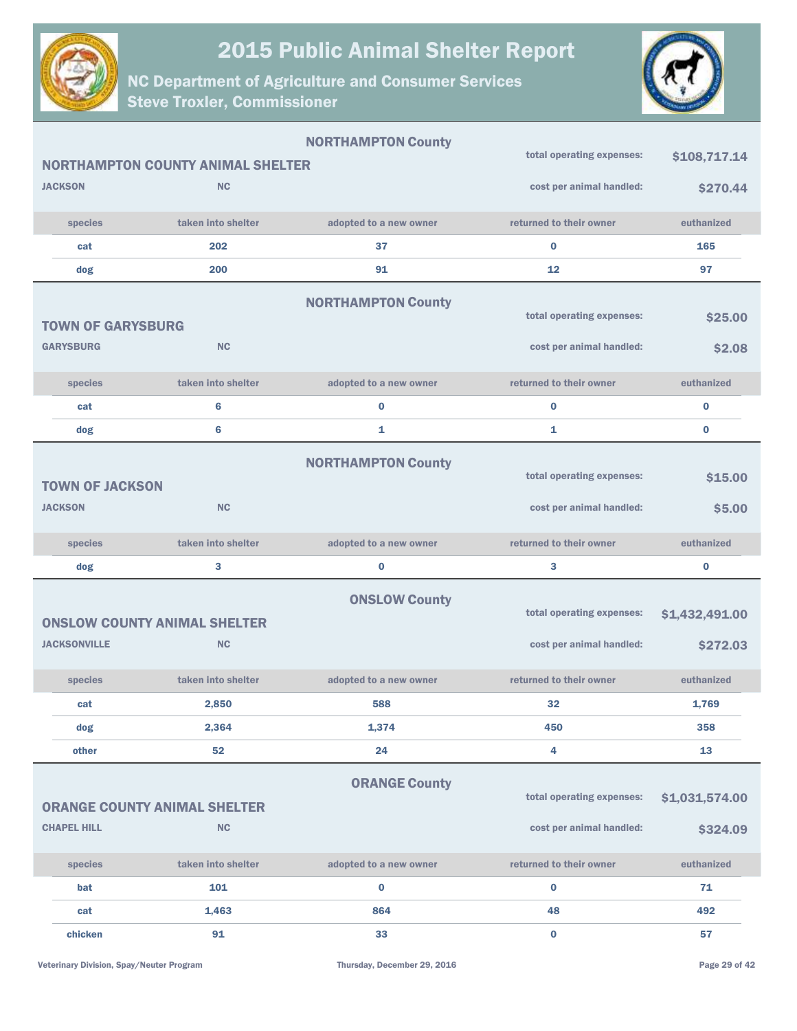# 2015 Public Animal Shelter Report

## NC Department of Agriculture and Consumer Services
## Steve Troxler, Commissioner

---

### NORTHAMPTON County

**NORTHAMPTON COUNTY ANIMAL SHELTER**
**JACKSON** **NC**

total operating expenses: **$108,717.14**
cost per animal handled: **$270.44**

| species | taken into shelter | adopted to a new owner | returned to their owner | euthanized |
|---|---|---|---|---|
| cat | 202 | 37 | 0 | 165 |
| dog | 200 | 91 | 12 | 97 |

---

### NORTHAMPTON County

**TOWN OF GARYSBURG**
**GARYSBURG** **NC**

total operating expenses: **$25.00**
cost per animal handled: **$2.08**

| species | taken into shelter | adopted to a new owner | returned to their owner | euthanized |
|---|---|---|---|---|
| cat | 6 | 0 | 0 | 0 |
| dog | 6 | 1 | 1 | 0 |

---

### NORTHAMPTON County

**TOWN OF JACKSON**
**JACKSON** **NC**

total operating expenses: **$15.00**
cost per animal handled: **$5.00**

| species | taken into shelter | adopted to a new owner | returned to their owner | euthanized |
|---|---|---|---|---|
| dog | 3 | 0 | 3 | 0 |

---

### ONSLOW County

**ONSLOW COUNTY ANIMAL SHELTER**
**JACKSONVILLE** **NC**

total operating expenses: **$1,432,491.00**
cost per animal handled: **$272.03**

| species | taken into shelter | adopted to a new owner | returned to their owner | euthanized |
|---|---|---|---|---|
| cat | 2,850 | 588 | 32 | 1,769 |
| dog | 2,364 | 1,374 | 450 | 358 |
| other | 52 | 24 | 4 | 13 |

---

### ORANGE County

**ORANGE COUNTY ANIMAL SHELTER**
**CHAPEL HILL** **NC**

total operating expenses: **$1,031,574.00**
cost per animal handled: **$324.09**

| species | taken into shelter | adopted to a new owner | returned to their owner | euthanized |
|---|---|---|---|---|
| bat | 101 | 0 | 0 | 71 |
| cat | 1,463 | 864 | 48 | 492 |
| chicken | 91 | 33 | 0 | 57 |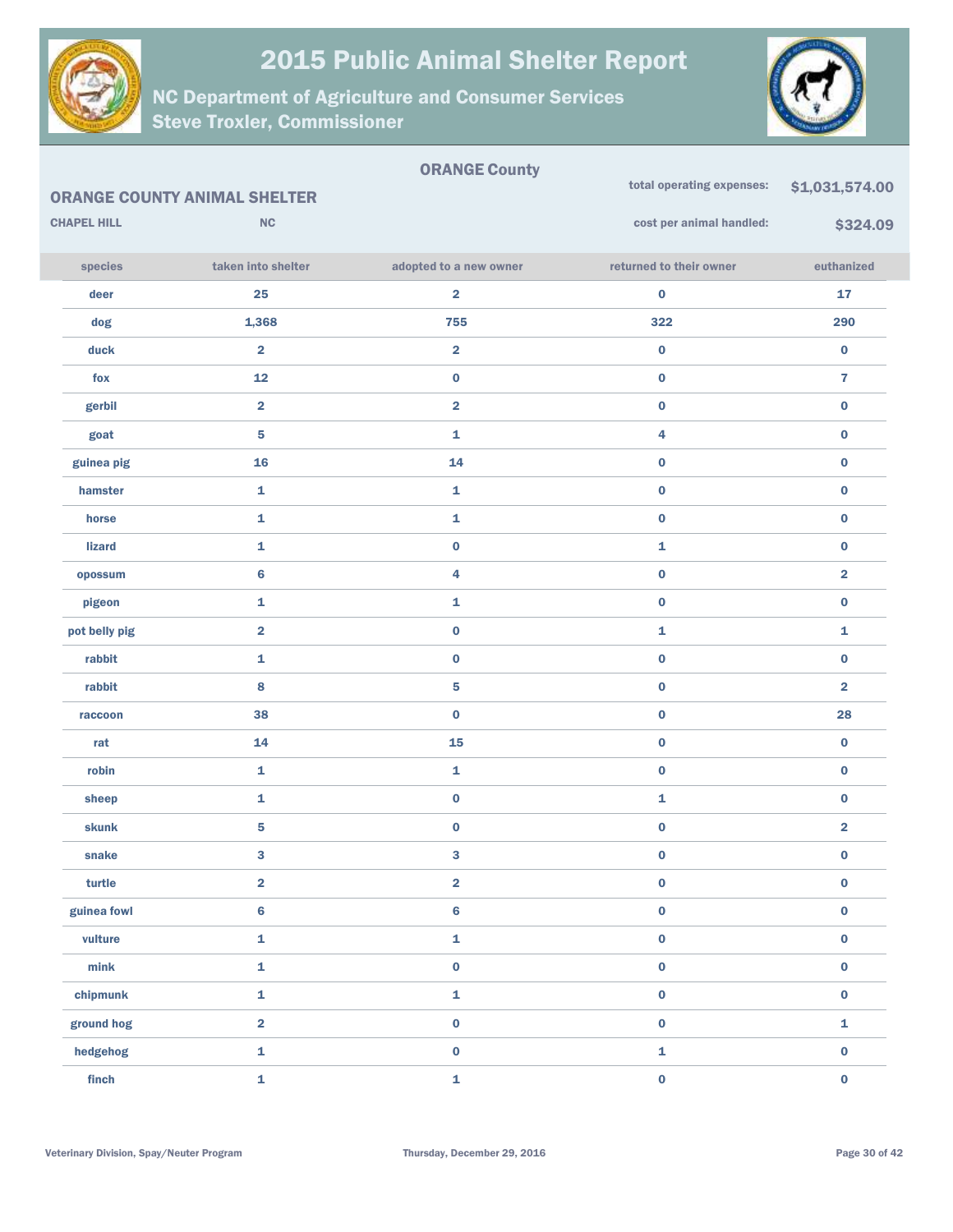# 2015 Public Animal Shelter Report

## NC Department of Agriculture and Consumer Services
## Steve Troxler, Commissioner

**ORANGE County**

**ORANGE COUNTY ANIMAL SHELTER**

**CHAPEL HILL** **NC**

**total operating expenses:** **$1,031,574.00**

**cost per animal handled:** **$324.09**

| species | taken into shelter | adopted to a new owner | returned to their owner | euthanized |
|---|---|---|---|---|
| deer | 25 | 2 | 0 | 17 |
| dog | 1,368 | 755 | 322 | 290 |
| duck | 2 | 2 | 0 | 0 |
| fox | 12 | 0 | 0 | 7 |
| gerbil | 2 | 2 | 0 | 0 |
| goat | 5 | 1 | 4 | 0 |
| guinea pig | 16 | 14 | 0 | 0 |
| hamster | 1 | 1 | 0 | 0 |
| horse | 1 | 1 | 0 | 0 |
| lizard | 1 | 0 | 1 | 0 |
| opossum | 6 | 4 | 0 | 2 |
| pigeon | 1 | 1 | 0 | 0 |
| pot belly pig | 2 | 0 | 1 | 1 |
| rabbit | 1 | 0 | 0 | 0 |
| rabbit | 8 | 5 | 0 | 2 |
| raccoon | 38 | 0 | 0 | 28 |
| rat | 14 | 15 | 0 | 0 |
| robin | 1 | 1 | 0 | 0 |
| sheep | 1 | 0 | 1 | 0 |
| skunk | 5 | 0 | 0 | 2 |
| snake | 3 | 3 | 0 | 0 |
| turtle | 2 | 2 | 0 | 0 |
| guinea fowl | 6 | 6 | 0 | 0 |
| vulture | 1 | 1 | 0 | 0 |
| mink | 1 | 0 | 0 | 0 |
| chipmunk | 1 | 1 | 0 | 0 |
| ground hog | 2 | 0 | 0 | 1 |
| hedgehog | 1 | 0 | 1 | 0 |
| finch | 1 | 1 | 0 | 0 |

Veterinary Division, Spay/Neuter Program

Thursday, December 29, 2016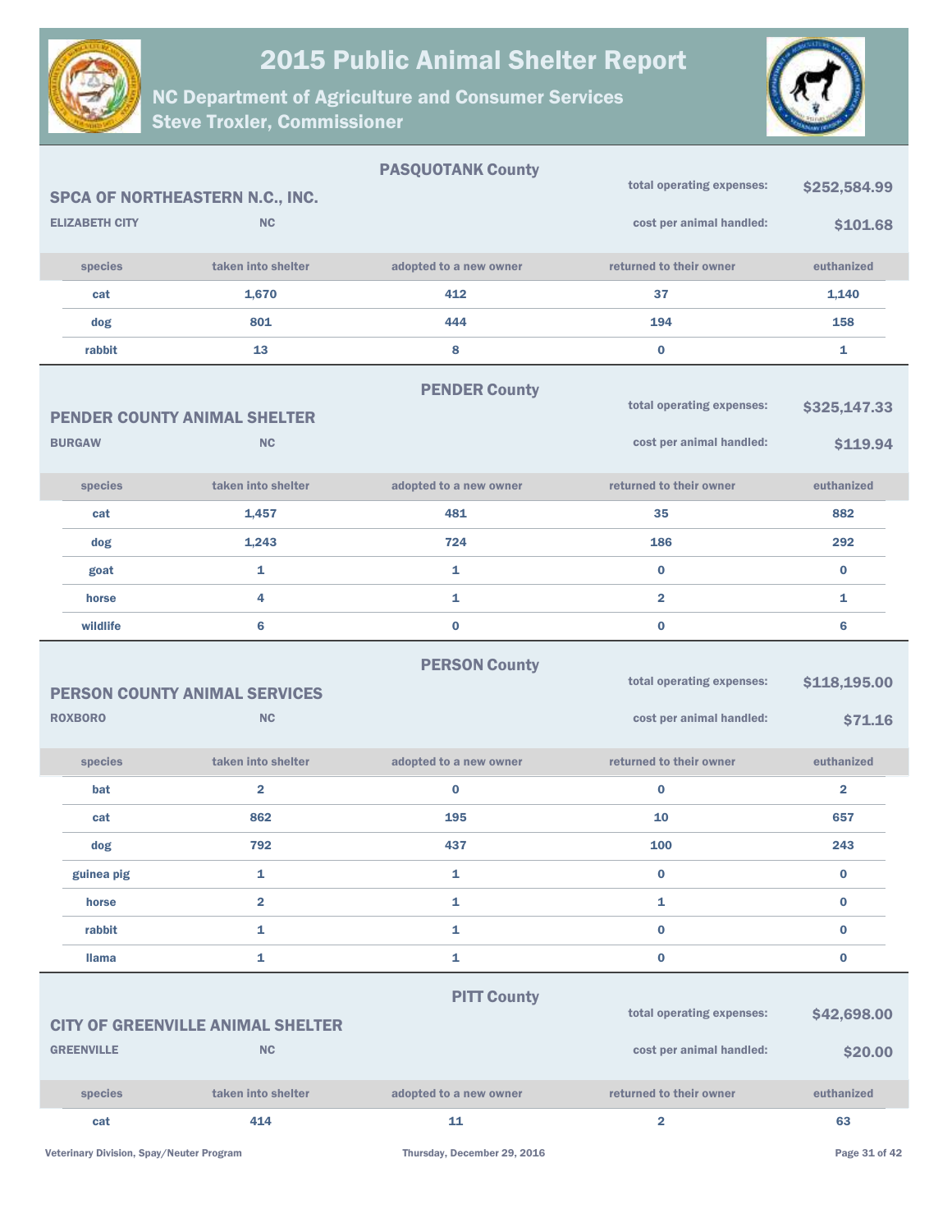# 2015 Public Animal Shelter Report

## NC Department of Agriculture and Consumer Services
## Steve Troxler, Commissioner

---

### PASQUOTANK County

**SPCA OF NORTHEASTERN N.C., INC.**

**ELIZABETH CITY** NC

total operating expenses: **$252,584.99**

cost per animal handled: **$101.68**

| species | taken into shelter | adopted to a new owner | returned to their owner | euthanized |
|---|---|---|---|---|
| cat | 1,670 | 412 | 37 | 1,140 |
| dog | 801 | 444 | 194 | 158 |
| rabbit | 13 | 8 | 0 | 1 |

---

### PENDER County

**PENDER COUNTY ANIMAL SHELTER**

**BURGAW** NC

total operating expenses: **$325,147.33**

cost per animal handled: **$119.94**

| species | taken into shelter | adopted to a new owner | returned to their owner | euthanized |
|---|---|---|---|---|
| cat | 1,457 | 481 | 35 | 882 |
| dog | 1,243 | 724 | 186 | 292 |
| goat | 1 | 1 | 0 | 0 |
| horse | 4 | 1 | 2 | 1 |
| wildlife | 6 | 0 | 0 | 6 |

---

### PERSON County

**PERSON COUNTY ANIMAL SERVICES**

**ROXBORO** NC

total operating expenses: **$118,195.00**

cost per animal handled: **$71.16**

| species | taken into shelter | adopted to a new owner | returned to their owner | euthanized |
|---|---|---|---|---|
| bat | 2 | 0 | 0 | 2 |
| cat | 862 | 195 | 10 | 657 |
| dog | 792 | 437 | 100 | 243 |
| guinea pig | 1 | 1 | 0 | 0 |
| horse | 2 | 1 | 1 | 0 |
| rabbit | 1 | 1 | 0 | 0 |
| llama | 1 | 1 | 0 | 0 |

---

### PITT County

**CITY OF GREENVILLE ANIMAL SHELTER**

**GREENVILLE** NC

total operating expenses: **$42,698.00**

cost per animal handled: **$20.00**

| species | taken into shelter | adopted to a new owner | returned to their owner | euthanized |
|---|---|---|---|---|
| cat | 414 | 11 | 2 | 63 |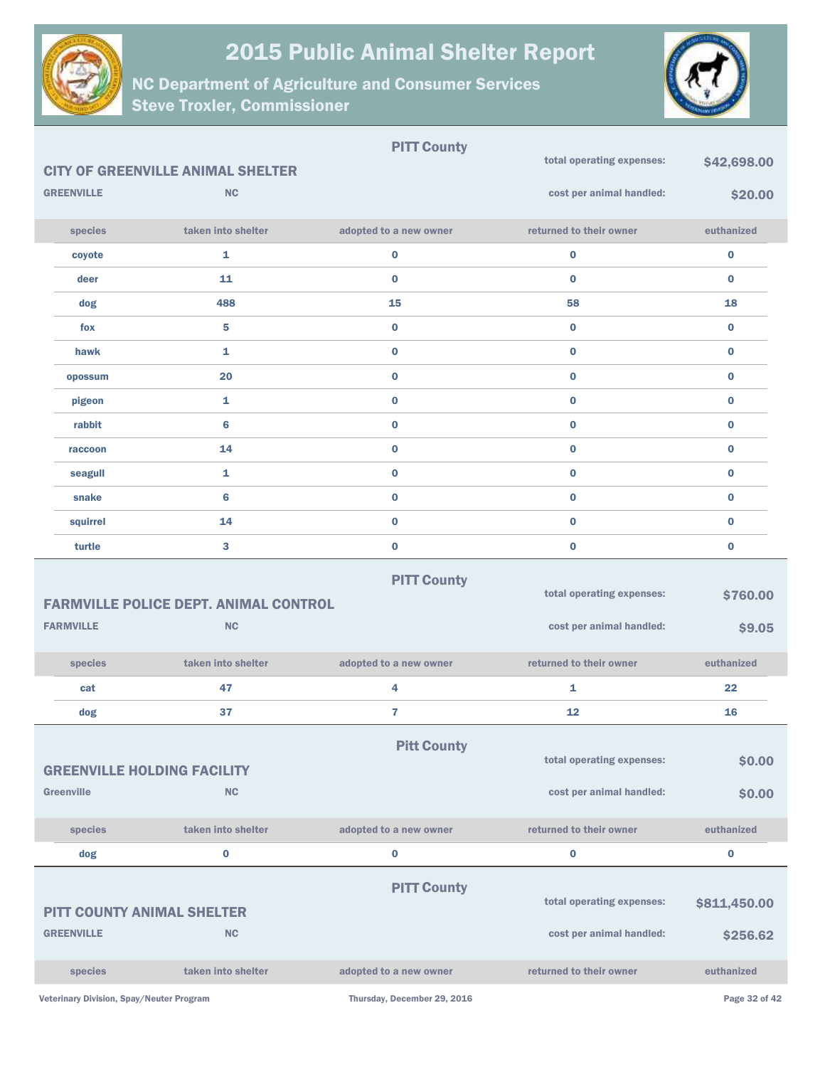# 2015 Public Animal Shelter Report

## NC Department of Agriculture and Consumer Services
## Steve Troxler, Commissioner

---

### CITY OF GREENVILLE ANIMAL SHELTER

**PITT County**

GREENVILLE NC

total operating expenses: **$42,698.00**

cost per animal handled: **$20.00**

| species | taken into shelter | adopted to a new owner | returned to their owner | euthanized |
|---|---|---|---|---|
| coyote | 1 | 0 | 0 | 0 |
| deer | 11 | 0 | 0 | 0 |
| dog | 488 | 15 | 58 | 18 |
| fox | 5 | 0 | 0 | 0 |
| hawk | 1 | 0 | 0 | 0 |
| opossum | 20 | 0 | 0 | 0 |
| pigeon | 1 | 0 | 0 | 0 |
| rabbit | 6 | 0 | 0 | 0 |
| raccoon | 14 | 0 | 0 | 0 |
| seagull | 1 | 0 | 0 | 0 |
| snake | 6 | 0 | 0 | 0 |
| squirrel | 14 | 0 | 0 | 0 |
| turtle | 3 | 0 | 0 | 0 |

---

### FARMVILLE POLICE DEPT. ANIMAL CONTROL

**PITT County**

FARMVILLE NC

total operating expenses: **$760.00**

cost per animal handled: **$9.05**

| species | taken into shelter | adopted to a new owner | returned to their owner | euthanized |
|---|---|---|---|---|
| cat | 47 | 4 | 1 | 22 |
| dog | 37 | 7 | 12 | 16 |

---

### GREENVILLE HOLDING FACILITY

**Pitt County**

Greenville NC

total operating expenses: **$0.00**

cost per animal handled: **$0.00**

| species | taken into shelter | adopted to a new owner | returned to their owner | euthanized |
|---|---|---|---|---|
| dog | 0 | 0 | 0 | 0 |

---

### PITT COUNTY ANIMAL SHELTER

**PITT County**

GREENVILLE NC

total operating expenses: **$811,450.00**

cost per animal handled: **$256.62**

| species | taken into shelter | adopted to a new owner | returned to their owner | euthanized |
|---|---|---|---|---|

Veterinary Division, Spay/Neuter Program

Thursday, December 29, 2016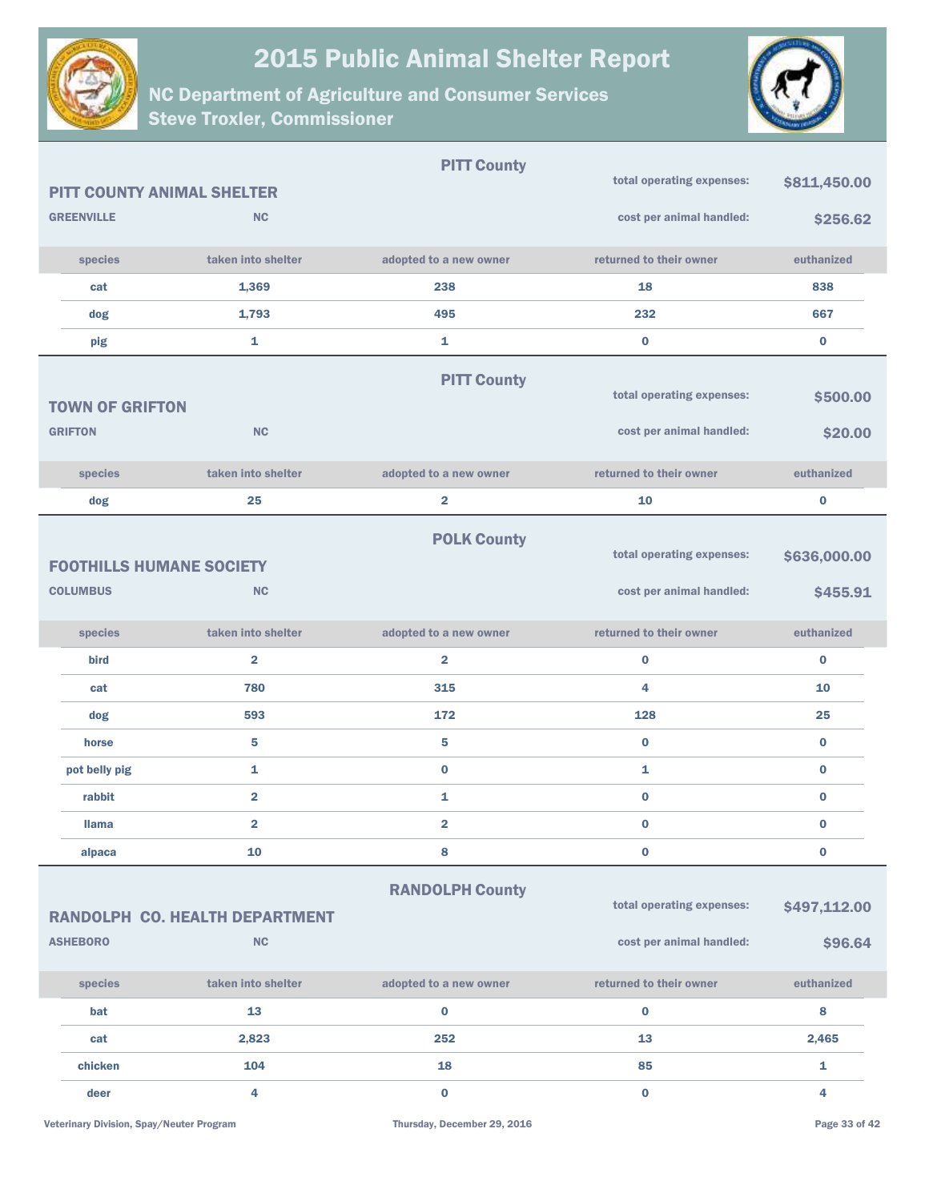# 2015 Public Animal Shelter Report

## NC Department of Agriculture and Consumer Services
## Steve Troxler, Commissioner

### PITT County

**PITT COUNTY ANIMAL SHELTER**

**GREENVILLE** **NC**

total operating expenses: **$811,450.00**

cost per animal handled: **$256.62**

| species | taken into shelter | adopted to a new owner | returned to their owner | euthanized |
|---|---|---|---|---|
| cat | 1,369 | 238 | 18 | 838 |
| dog | 1,793 | 495 | 232 | 667 |
| pig | 1 | 1 | 0 | 0 |

### PITT County

**TOWN OF GRIFTON**

**GRIFTON** **NC**

total operating expenses: **$500.00**

cost per animal handled: **$20.00**

| species | taken into shelter | adopted to a new owner | returned to their owner | euthanized |
|---|---|---|---|---|
| dog | 25 | 2 | 10 | 0 |

### POLK County

**FOOTHILLS HUMANE SOCIETY**

**COLUMBUS** **NC**

total operating expenses: **$636,000.00**

cost per animal handled: **$455.91**

| species | taken into shelter | adopted to a new owner | returned to their owner | euthanized |
|---|---|---|---|---|
| bird | 2 | 2 | 0 | 0 |
| cat | 780 | 315 | 4 | 10 |
| dog | 593 | 172 | 128 | 25 |
| horse | 5 | 5 | 0 | 0 |
| pot belly pig | 1 | 0 | 1 | 0 |
| rabbit | 2 | 1 | 0 | 0 |
| llama | 2 | 2 | 0 | 0 |
| alpaca | 10 | 8 | 0 | 0 |

### RANDOLPH County

**RANDOLPH CO. HEALTH DEPARTMENT**

**ASHEBORO** **NC**

total operating expenses: **$497,112.00**

cost per animal handled: **$96.64**

| species | taken into shelter | adopted to a new owner | returned to their owner | euthanized |
|---|---|---|---|---|
| bat | 13 | 0 | 0 | 8 |
| cat | 2,823 | 252 | 13 | 2,465 |
| chicken | 104 | 18 | 85 | 1 |
| deer | 4 | 0 | 0 | 4 |

Veterinary Division, Spay/Neuter Program — Thursday, December 29, 2016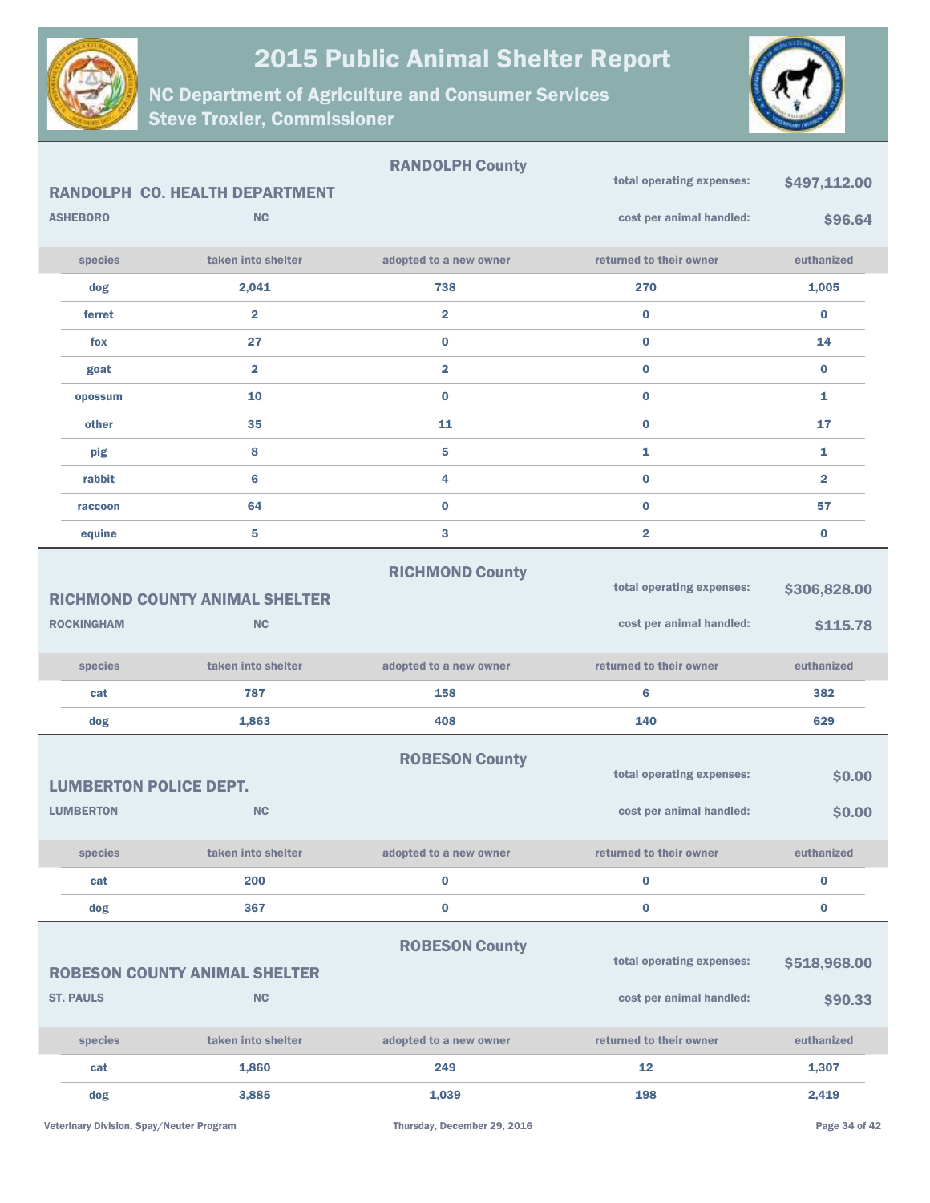# 2015 Public Animal Shelter Report

## NC Department of Agriculture and Consumer Services
## Steve Troxler, Commissioner

### RANDOLPH County

**RANDOLPH CO. HEALTH DEPARTMENT**

ASHEBORO NC

total operating expenses: **$497,112.00**

cost per animal handled: **$96.64**

| species | taken into shelter | adopted to a new owner | returned to their owner | euthanized |
|---|---|---|---|---|
| dog | 2,041 | 738 | 270 | 1,005 |
| ferret | 2 | 2 | 0 | 0 |
| fox | 27 | 0 | 0 | 14 |
| goat | 2 | 2 | 0 | 0 |
| opossum | 10 | 0 | 0 | 1 |
| other | 35 | 11 | 0 | 17 |
| pig | 8 | 5 | 1 | 1 |
| rabbit | 6 | 4 | 0 | 2 |
| raccoon | 64 | 0 | 0 | 57 |
| equine | 5 | 3 | 2 | 0 |

### RICHMOND County

**RICHMOND COUNTY ANIMAL SHELTER**

ROCKINGHAM NC

total operating expenses: **$306,828.00**

cost per animal handled: **$115.78**

| species | taken into shelter | adopted to a new owner | returned to their owner | euthanized |
|---|---|---|---|---|
| cat | 787 | 158 | 6 | 382 |
| dog | 1,863 | 408 | 140 | 629 |

### ROBESON County

**LUMBERTON POLICE DEPT.**

LUMBERTON NC

total operating expenses: **$0.00**

cost per animal handled: **$0.00**

| species | taken into shelter | adopted to a new owner | returned to their owner | euthanized |
|---|---|---|---|---|
| cat | 200 | 0 | 0 | 0 |
| dog | 367 | 0 | 0 | 0 |

### ROBESON County

**ROBESON COUNTY ANIMAL SHELTER**

ST. PAULS NC

total operating expenses: **$518,968.00**

cost per animal handled: **$90.33**

| species | taken into shelter | adopted to a new owner | returned to their owner | euthanized |
|---|---|---|---|---|
| cat | 1,860 | 249 | 12 | 1,307 |
| dog | 3,885 | 1,039 | 198 | 2,419 |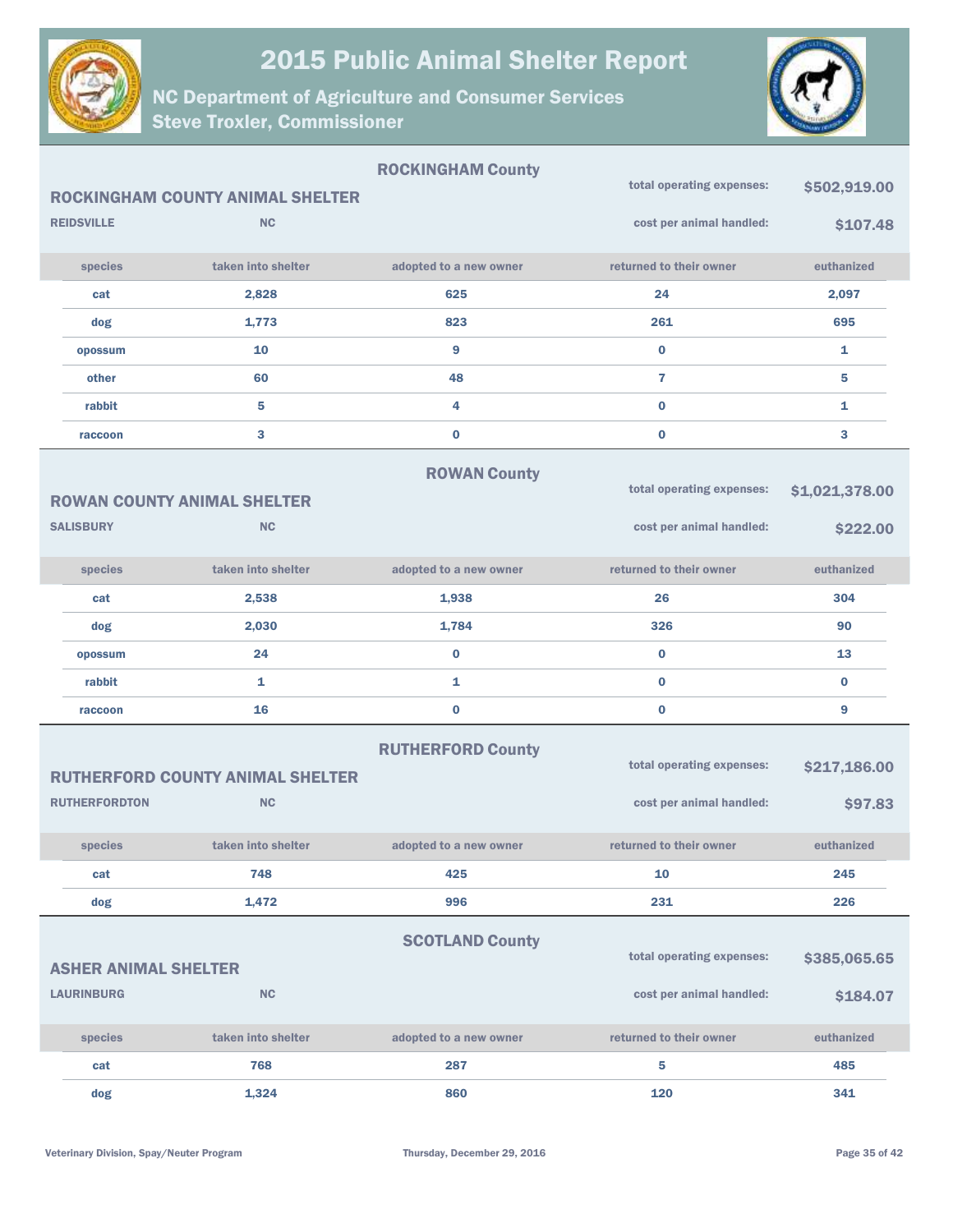# 2015 Public Animal Shelter Report

## NC Department of Agriculture and Consumer Services
## Steve Troxler, Commissioner

### ROCKINGHAM County

**ROCKINGHAM COUNTY ANIMAL SHELTER**

**REIDSVILLE** **NC**

total operating expenses: **$502,919.00**

cost per animal handled: **$107.48**

| species | taken into shelter | adopted to a new owner | returned to their owner | euthanized |
|---|---|---|---|---|
| cat | 2,828 | 625 | 24 | 2,097 |
| dog | 1,773 | 823 | 261 | 695 |
| opossum | 10 | 9 | 0 | 1 |
| other | 60 | 48 | 7 | 5 |
| rabbit | 5 | 4 | 0 | 1 |
| raccoon | 3 | 0 | 0 | 3 |

### ROWAN County

**ROWAN COUNTY ANIMAL SHELTER**

**SALISBURY** **NC**

total operating expenses: **$1,021,378.00**

cost per animal handled: **$222.00**

| species | taken into shelter | adopted to a new owner | returned to their owner | euthanized |
|---|---|---|---|---|
| cat | 2,538 | 1,938 | 26 | 304 |
| dog | 2,030 | 1,784 | 326 | 90 |
| opossum | 24 | 0 | 0 | 13 |
| rabbit | 1 | 1 | 0 | 0 |
| raccoon | 16 | 0 | 0 | 9 |

### RUTHERFORD County

**RUTHERFORD COUNTY ANIMAL SHELTER**

**RUTHERFORDTON** **NC**

total operating expenses: **$217,186.00**

cost per animal handled: **$97.83**

| species | taken into shelter | adopted to a new owner | returned to their owner | euthanized |
|---|---|---|---|---|
| cat | 748 | 425 | 10 | 245 |
| dog | 1,472 | 996 | 231 | 226 |

### SCOTLAND County

**ASHER ANIMAL SHELTER**

**LAURINBURG** **NC**

total operating expenses: **$385,065.65**

cost per animal handled: **$184.07**

| species | taken into shelter | adopted to a new owner | returned to their owner | euthanized |
|---|---|---|---|---|
| cat | 768 | 287 | 5 | 485 |
| dog | 1,324 | 860 | 120 | 341 |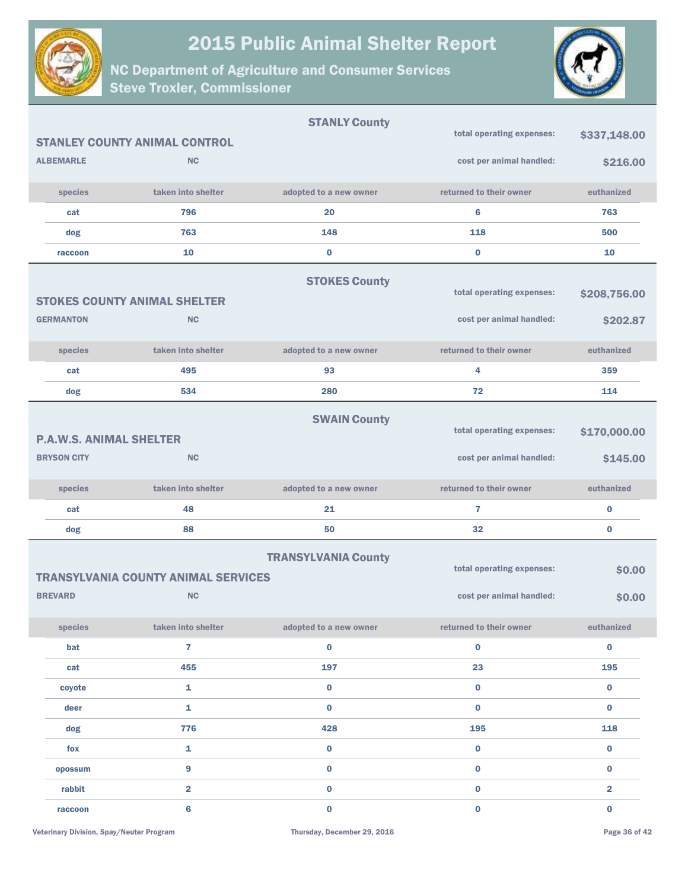# 2015 Public Animal Shelter Report

## NC Department of Agriculture and Consumer Services
## Steve Troxler, Commissioner

### STANLY County

**STANLEY COUNTY ANIMAL CONTROL**

**ALBEMARLE** NC

total operating expenses: **$337,148.00**

cost per animal handled: **$216.00**

| species | taken into shelter | adopted to a new owner | returned to their owner | euthanized |
|---|---|---|---|---|
| cat | 796 | 20 | 6 | 763 |
| dog | 763 | 148 | 118 | 500 |
| raccoon | 10 | 0 | 0 | 10 |

### STOKES County

**STOKES COUNTY ANIMAL SHELTER**

**GERMANTON** NC

total operating expenses: **$208,756.00**

cost per animal handled: **$202.87**

| species | taken into shelter | adopted to a new owner | returned to their owner | euthanized |
|---|---|---|---|---|
| cat | 495 | 93 | 4 | 359 |
| dog | 534 | 280 | 72 | 114 |

### SWAIN County

**P.A.W.S. ANIMAL SHELTER**

**BRYSON CITY** NC

total operating expenses: **$170,000.00**

cost per animal handled: **$145.00**

| species | taken into shelter | adopted to a new owner | returned to their owner | euthanized |
|---|---|---|---|---|
| cat | 48 | 21 | 7 | 0 |
| dog | 88 | 50 | 32 | 0 |

### TRANSYLVANIA County

**TRANSYLVANIA COUNTY ANIMAL SERVICES**

**BREVARD** NC

total operating expenses: **$0.00**

cost per animal handled: **$0.00**

| species | taken into shelter | adopted to a new owner | returned to their owner | euthanized |
|---|---|---|---|---|
| bat | 7 | 0 | 0 | 0 |
| cat | 455 | 197 | 23 | 195 |
| coyote | 1 | 0 | 0 | 0 |
| deer | 1 | 0 | 0 | 0 |
| dog | 776 | 428 | 195 | 118 |
| fox | 1 | 0 | 0 | 0 |
| opossum | 9 | 0 | 0 | 0 |
| rabbit | 2 | 0 | 0 | 2 |
| raccoon | 6 | 0 | 0 | 0 |

Veterinary Division, Spay/Neuter Program

Thursday, December 29, 2016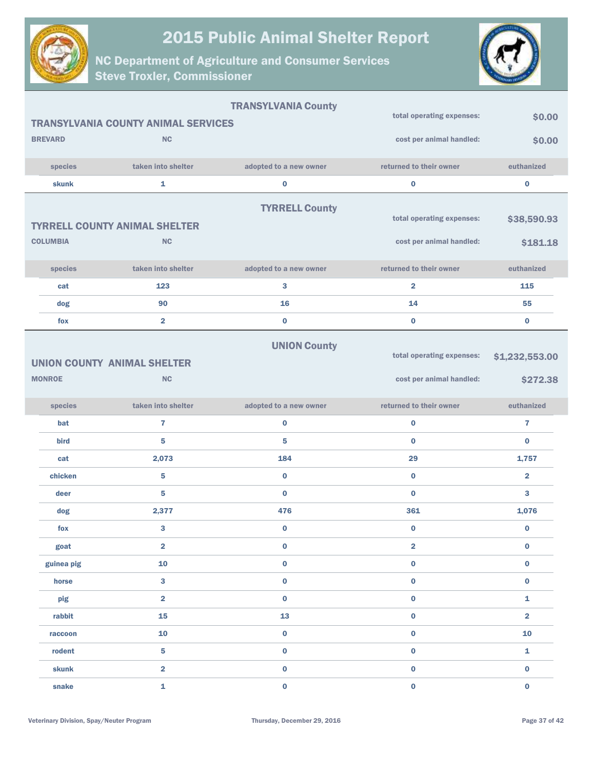# 2015 Public Animal Shelter Report

## NC Department of Agriculture and Consumer Services
## Steve Troxler, Commissioner

### TRANSYLVANIA County

**TRANSYLVANIA COUNTY ANIMAL SERVICES**

**BREVARD** **NC**

total operating expenses: **$0.00**

cost per animal handled: **$0.00**

| species | taken into shelter | adopted to a new owner | returned to their owner | euthanized |
|---|---|---|---|---|
| skunk | 1 | 0 | 0 | 0 |

### TYRRELL County

**TYRRELL COUNTY ANIMAL SHELTER**

**COLUMBIA** **NC**

total operating expenses: **$38,590.93**

cost per animal handled: **$181.18**

| species | taken into shelter | adopted to a new owner | returned to their owner | euthanized |
|---|---|---|---|---|
| cat | 123 | 3 | 2 | 115 |
| dog | 90 | 16 | 14 | 55 |
| fox | 2 | 0 | 0 | 0 |

### UNION County

**UNION COUNTY ANIMAL SHELTER**

**MONROE** **NC**

total operating expenses: **$1,232,553.00**

cost per animal handled: **$272.38**

| species | taken into shelter | adopted to a new owner | returned to their owner | euthanized |
|---|---|---|---|---|
| bat | 7 | 0 | 0 | 7 |
| bird | 5 | 5 | 0 | 0 |
| cat | 2,073 | 184 | 29 | 1,757 |
| chicken | 5 | 0 | 0 | 2 |
| deer | 5 | 0 | 0 | 3 |
| dog | 2,377 | 476 | 361 | 1,076 |
| fox | 3 | 0 | 0 | 0 |
| goat | 2 | 0 | 2 | 0 |
| guinea pig | 10 | 0 | 0 | 0 |
| horse | 3 | 0 | 0 | 0 |
| pig | 2 | 0 | 0 | 1 |
| rabbit | 15 | 13 | 0 | 2 |
| raccoon | 10 | 0 | 0 | 10 |
| rodent | 5 | 0 | 0 | 1 |
| skunk | 2 | 0 | 0 | 0 |
| snake | 1 | 0 | 0 | 0 |

Veterinary Division, Spay/Neuter Program

Thursday, December 29, 2016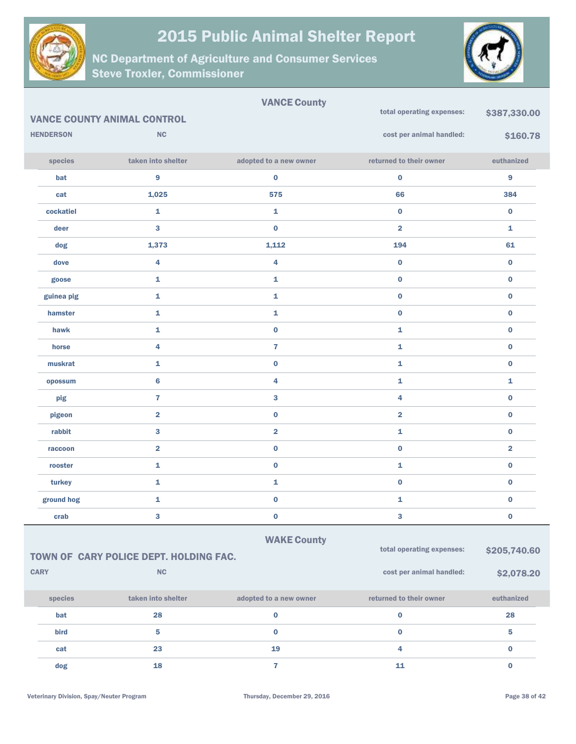# 2015 Public Animal Shelter Report

## NC Department of Agriculture and Consumer Services
## Steve Troxler, Commissioner

### VANCE County

**VANCE COUNTY ANIMAL CONTROL**

HENDERSON NC

total operating expenses: **$387,330.00**

cost per animal handled: **$160.78**

| species | taken into shelter | adopted to a new owner | returned to their owner | euthanized |
|---|---|---|---|---|
| bat | 9 | 0 | 0 | 9 |
| cat | 1,025 | 575 | 66 | 384 |
| cockatiel | 1 | 1 | 0 | 0 |
| deer | 3 | 0 | 2 | 1 |
| dog | 1,373 | 1,112 | 194 | 61 |
| dove | 4 | 4 | 0 | 0 |
| goose | 1 | 1 | 0 | 0 |
| guinea pig | 1 | 1 | 0 | 0 |
| hamster | 1 | 1 | 0 | 0 |
| hawk | 1 | 0 | 1 | 0 |
| horse | 4 | 7 | 1 | 0 |
| muskrat | 1 | 0 | 1 | 0 |
| opossum | 6 | 4 | 1 | 1 |
| pig | 7 | 3 | 4 | 0 |
| pigeon | 2 | 0 | 2 | 0 |
| rabbit | 3 | 2 | 1 | 0 |
| raccoon | 2 | 0 | 0 | 2 |
| rooster | 1 | 0 | 1 | 0 |
| turkey | 1 | 1 | 0 | 0 |
| ground hog | 1 | 0 | 1 | 0 |
| crab | 3 | 0 | 3 | 0 |

### WAKE County

**TOWN OF CARY POLICE DEPT. HOLDING FAC.**

CARY NC

total operating expenses: **$205,740.60**

cost per animal handled: **$2,078.20**

| species | taken into shelter | adopted to a new owner | returned to their owner | euthanized |
|---|---|---|---|---|
| bat | 28 | 0 | 0 | 28 |
| bird | 5 | 0 | 0 | 5 |
| cat | 23 | 19 | 4 | 0 |
| dog | 18 | 7 | 11 | 0 |

Veterinary Division, Spay/Neuter Program    Thursday, December 29, 2016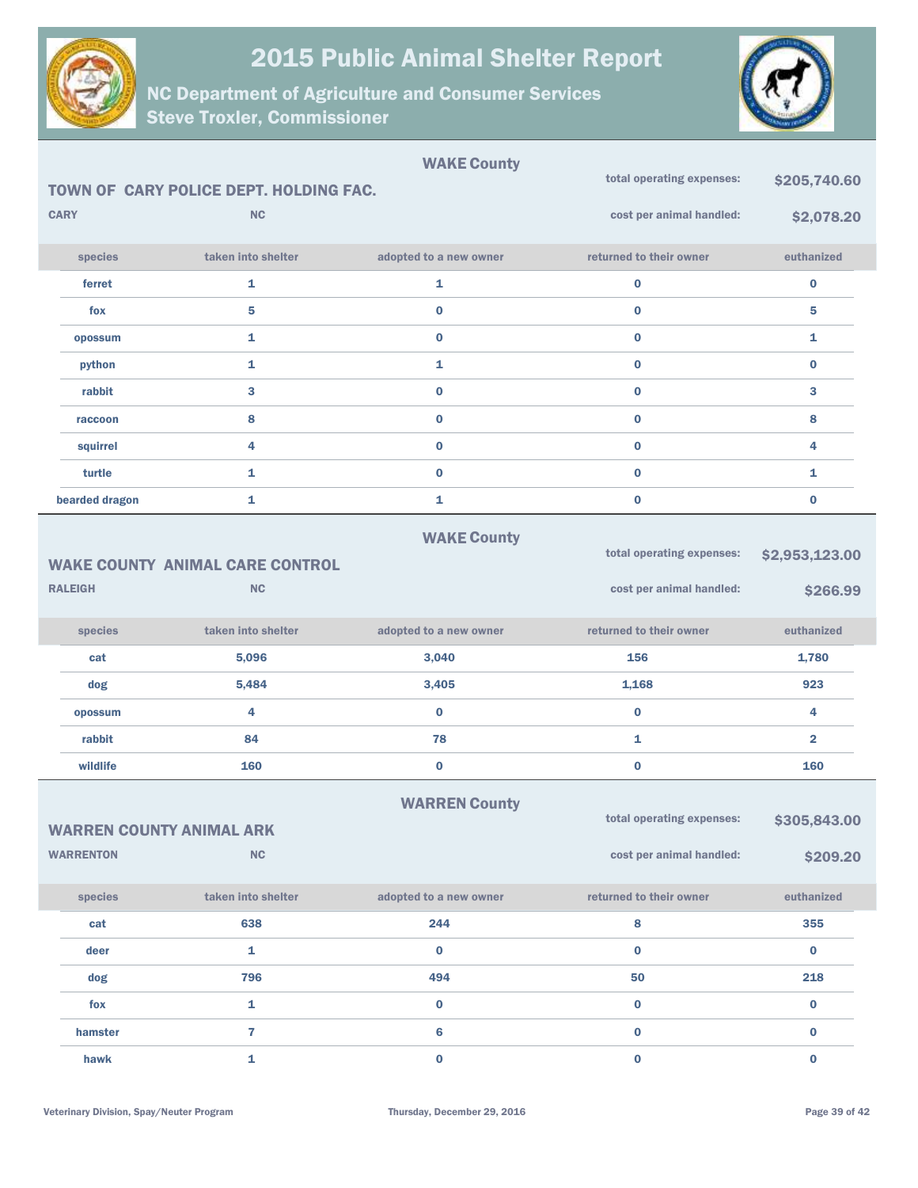# 2015 Public Animal Shelter Report

## NC Department of Agriculture and Consumer Services
## Steve Troxler, Commissioner

---

### WAKE County

**TOWN OF CARY POLICE DEPT. HOLDING FAC.**

**CARY** **NC**

total operating expenses: **$205,740.60**

cost per animal handled: **$2,078.20**

| species | taken into shelter | adopted to a new owner | returned to their owner | euthanized |
|---|---|---|---|---|
| ferret | 1 | 1 | 0 | 0 |
| fox | 5 | 0 | 0 | 5 |
| opossum | 1 | 0 | 0 | 1 |
| python | 1 | 1 | 0 | 0 |
| rabbit | 3 | 0 | 0 | 3 |
| raccoon | 8 | 0 | 0 | 8 |
| squirrel | 4 | 0 | 0 | 4 |
| turtle | 1 | 0 | 0 | 1 |
| bearded dragon | 1 | 1 | 0 | 0 |

---

### WAKE County

**WAKE COUNTY ANIMAL CARE CONTROL**

**RALEIGH** **NC**

total operating expenses: **$2,953,123.00**

cost per animal handled: **$266.99**

| species | taken into shelter | adopted to a new owner | returned to their owner | euthanized |
|---|---|---|---|---|
| cat | 5,096 | 3,040 | 156 | 1,780 |
| dog | 5,484 | 3,405 | 1,168 | 923 |
| opossum | 4 | 0 | 0 | 4 |
| rabbit | 84 | 78 | 1 | 2 |
| wildlife | 160 | 0 | 0 | 160 |

---

### WARREN County

**WARREN COUNTY ANIMAL ARK**

**WARRENTON** **NC**

total operating expenses: **$305,843.00**

cost per animal handled: **$209.20**

| species | taken into shelter | adopted to a new owner | returned to their owner | euthanized |
|---|---|---|---|---|
| cat | 638 | 244 | 8 | 355 |
| deer | 1 | 0 | 0 | 0 |
| dog | 796 | 494 | 50 | 218 |
| fox | 1 | 0 | 0 | 0 |
| hamster | 7 | 6 | 0 | 0 |
| hawk | 1 | 0 | 0 | 0 |

Veterinary Division, Spay/Neuter Program

Thursday, December 29, 2016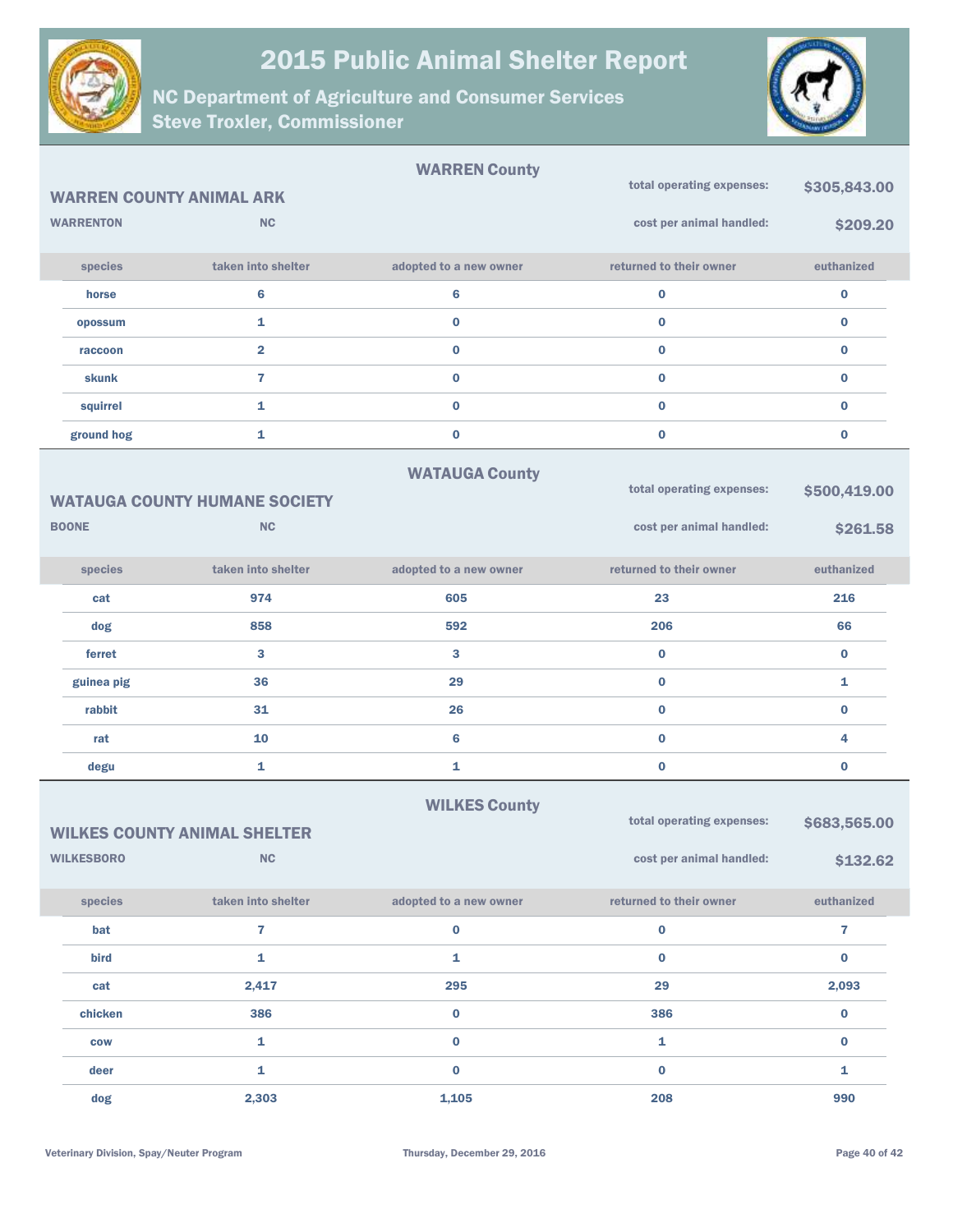# 2015 Public Animal Shelter Report

## NC Department of Agriculture and Consumer Services
## Steve Troxler, Commissioner

### WARREN County

**WARREN COUNTY ANIMAL ARK**

**WARRENTON** **NC**

total operating expenses: **$305,843.00**

cost per animal handled: **$209.20**

| species | taken into shelter | adopted to a new owner | returned to their owner | euthanized |
|---|---|---|---|---|
| horse | 6 | 6 | 0 | 0 |
| opossum | 1 | 0 | 0 | 0 |
| raccoon | 2 | 0 | 0 | 0 |
| skunk | 7 | 0 | 0 | 0 |
| squirrel | 1 | 0 | 0 | 0 |
| ground hog | 1 | 0 | 0 | 0 |

### WATAUGA County

**WATAUGA COUNTY HUMANE SOCIETY**

**BOONE** **NC**

total operating expenses: **$500,419.00**

cost per animal handled: **$261.58**

| species | taken into shelter | adopted to a new owner | returned to their owner | euthanized |
|---|---|---|---|---|
| cat | 974 | 605 | 23 | 216 |
| dog | 858 | 592 | 206 | 66 |
| ferret | 3 | 3 | 0 | 0 |
| guinea pig | 36 | 29 | 0 | 1 |
| rabbit | 31 | 26 | 0 | 0 |
| rat | 10 | 6 | 0 | 4 |
| degu | 1 | 1 | 0 | 0 |

### WILKES County

**WILKES COUNTY ANIMAL SHELTER**

**WILKESBORO** **NC**

total operating expenses: **$683,565.00**

cost per animal handled: **$132.62**

| species | taken into shelter | adopted to a new owner | returned to their owner | euthanized |
|---|---|---|---|---|
| bat | 7 | 0 | 0 | 7 |
| bird | 1 | 1 | 0 | 0 |
| cat | 2,417 | 295 | 29 | 2,093 |
| chicken | 386 | 0 | 386 | 0 |
| cow | 1 | 0 | 1 | 0 |
| deer | 1 | 0 | 0 | 1 |
| dog | 2,303 | 1,105 | 208 | 990 |

Veterinary Division, Spay/Neuter Program

Thursday, December 29, 2016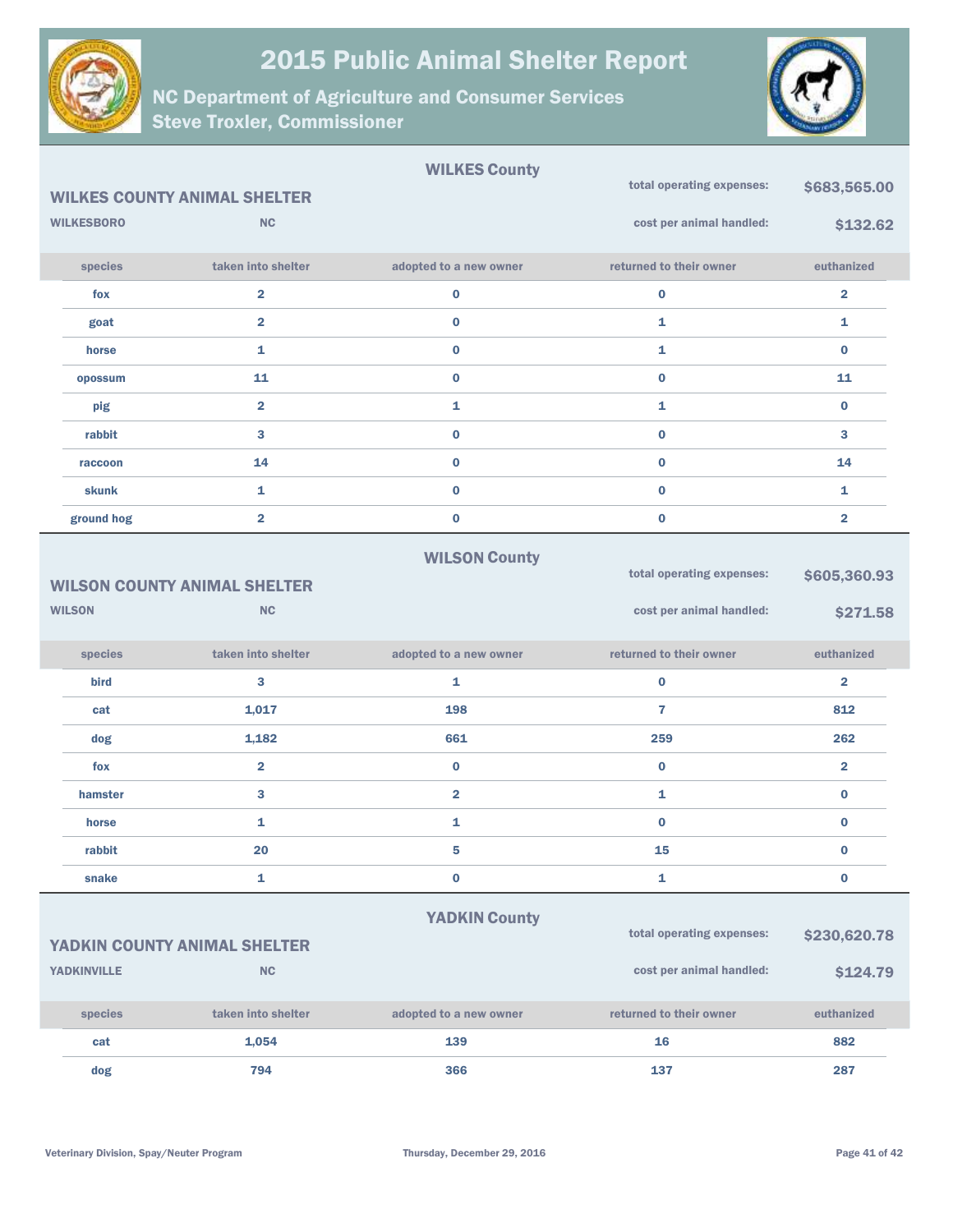# 2015 Public Animal Shelter Report

## NC Department of Agriculture and Consumer Services
## Steve Troxler, Commissioner

### WILKES County

**WILKES COUNTY ANIMAL SHELTER**

**WILKESBORO** **NC**

total operating expenses: **$683,565.00**

cost per animal handled: **$132.62**

| species | taken into shelter | adopted to a new owner | returned to their owner | euthanized |
|---|---|---|---|---|
| fox | 2 | 0 | 0 | 2 |
| goat | 2 | 0 | 1 | 1 |
| horse | 1 | 0 | 1 | 0 |
| opossum | 11 | 0 | 0 | 11 |
| pig | 2 | 1 | 1 | 0 |
| rabbit | 3 | 0 | 0 | 3 |
| raccoon | 14 | 0 | 0 | 14 |
| skunk | 1 | 0 | 0 | 1 |
| ground hog | 2 | 0 | 0 | 2 |

### WILSON County

**WILSON COUNTY ANIMAL SHELTER**

**WILSON** **NC**

total operating expenses: **$605,360.93**

cost per animal handled: **$271.58**

| species | taken into shelter | adopted to a new owner | returned to their owner | euthanized |
|---|---|---|---|---|
| bird | 3 | 1 | 0 | 2 |
| cat | 1,017 | 198 | 7 | 812 |
| dog | 1,182 | 661 | 259 | 262 |
| fox | 2 | 0 | 0 | 2 |
| hamster | 3 | 2 | 1 | 0 |
| horse | 1 | 1 | 0 | 0 |
| rabbit | 20 | 5 | 15 | 0 |
| snake | 1 | 0 | 1 | 0 |

### YADKIN County

**YADKIN COUNTY ANIMAL SHELTER**

**YADKINVILLE** **NC**

total operating expenses: **$230,620.78**

cost per animal handled: **$124.79**

| species | taken into shelter | adopted to a new owner | returned to their owner | euthanized |
|---|---|---|---|---|
| cat | 1,054 | 139 | 16 | 882 |
| dog | 794 | 366 | 137 | 287 |

Veterinary Division, Spay/Neuter Program — Thursday, December 29, 2016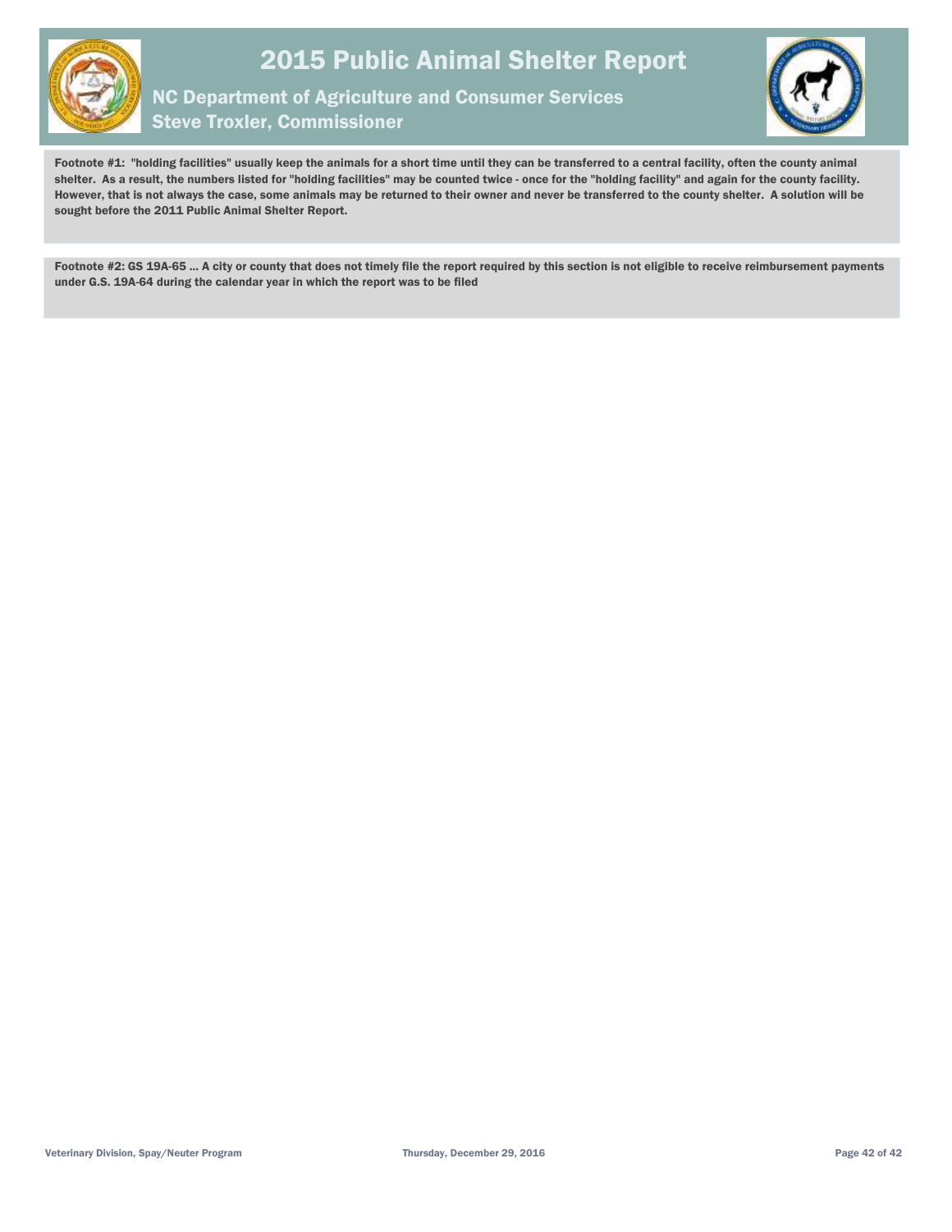Footnote #1: "holding facilities" usually keep the animals for a short time until they can be transferred to a central facility, often the county animal shelter. As a result, the numbers listed for "holding facilities" may be counted twice - once for the "holding facility" and again for the county facility. However, that is not always the case, some animals may be returned to their owner and never be transferred to the county shelter. A solution will be sought before the 2011 Public Animal Shelter Report.

Footnote #2: GS 19A-65 ... A city or county that does not timely file the report required by this section is not eligible to receive reimbursement payments under G.S. 19A-64 during the calendar year in which the report was to be filed